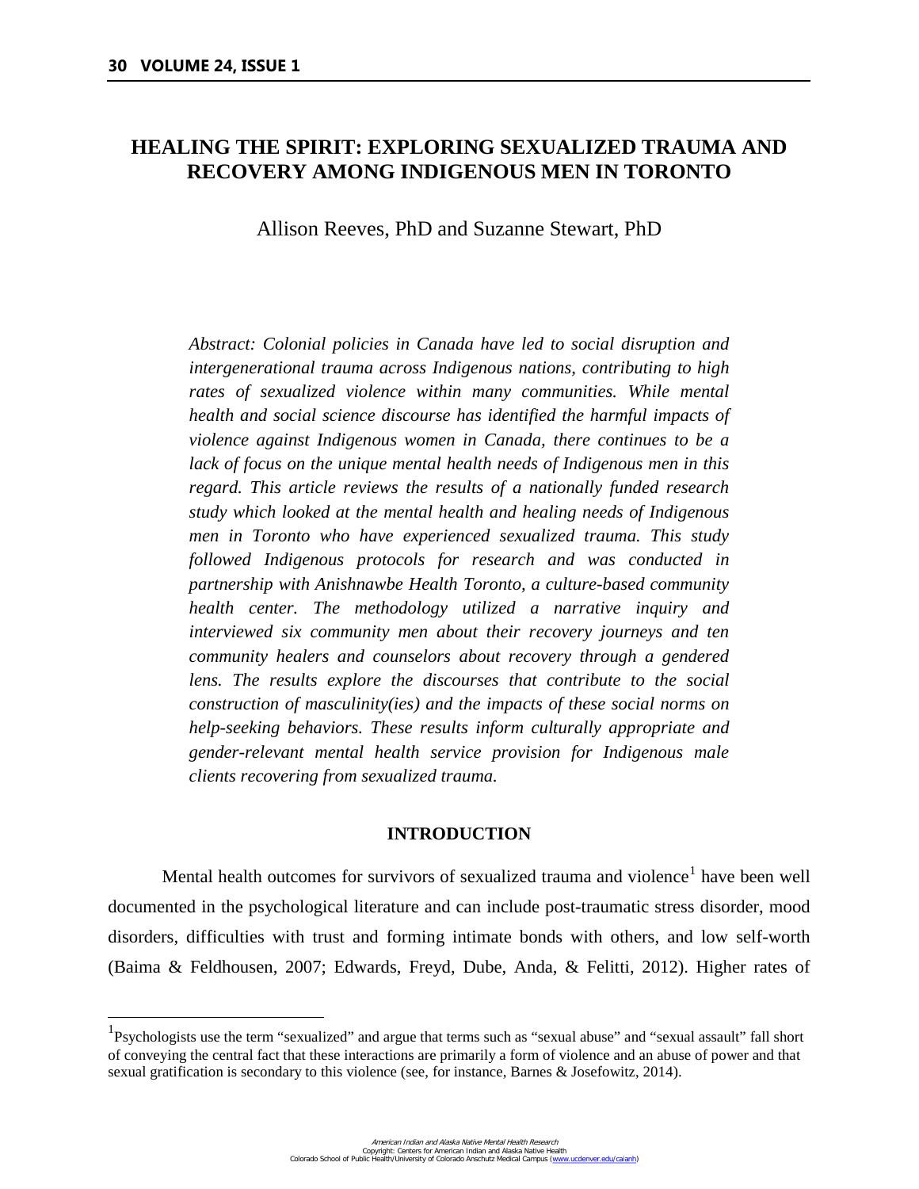# HEALING THE SPIRIT: EXPLORING SEXUALIZED TRAUMA AND RECOVERY AMONG INDIGENOUS MEN IN TORONTO

Allison Reeves, PhD and Suzanne Stewart, PhD

*Abstract: Colonial policies in Canada have led to social disruption and intergenerational trauma across Indigenous nations, contributing to high rates of sexualized violence within many communities. While mental health and social science discourse has identified the harmful impacts of violence against Indigenous women in Canada, there continues to be a lack of focus on the unique mental health needs of Indigenous men in this regard. This article reviews the results of a nationally funded research study which looked at the mental health and healing needs of Indigenous men in Toronto who have experienced sexualized trauma. This study followed Indigenous protocols for research and was conducted in partnership with Anishnawbe Health Toronto, a culture-based community health center. The methodology utilized a narrative inquiry and interviewed six community men about their recovery journeys and ten community healers and counselors about recovery through a gendered lens. The results explore the discourses that contribute to the social construction of masculinity(ies) and the impacts of these social norms on help-seeking behaviors. These results inform culturally appropriate and gender-relevant mental health service provision for Indigenous male clients recovering from sexualized trauma.*

## INTRODUCTION

Mental health outcomes for survivors of sexualized trauma and violence[1] have been well documented in the psychological literature and can include post-traumatic stress disorder, mood disorders, difficulties with trust and forming intimate bonds with others, and low self-worth (Baima & Feldhousen, 2007; Edwards, Freyd, Dube, Anda, & Felitti, 2012). Higher rates of

[1] Psychologists use the term "sexualized" and argue that terms such as "sexual abuse" and "sexual assault" fall short of conveying the central fact that these interactions are primarily a form of violence and an abuse of power and that sexual gratification is secondary to this violence (see, for instance, Barnes & Josefowitz, 2014).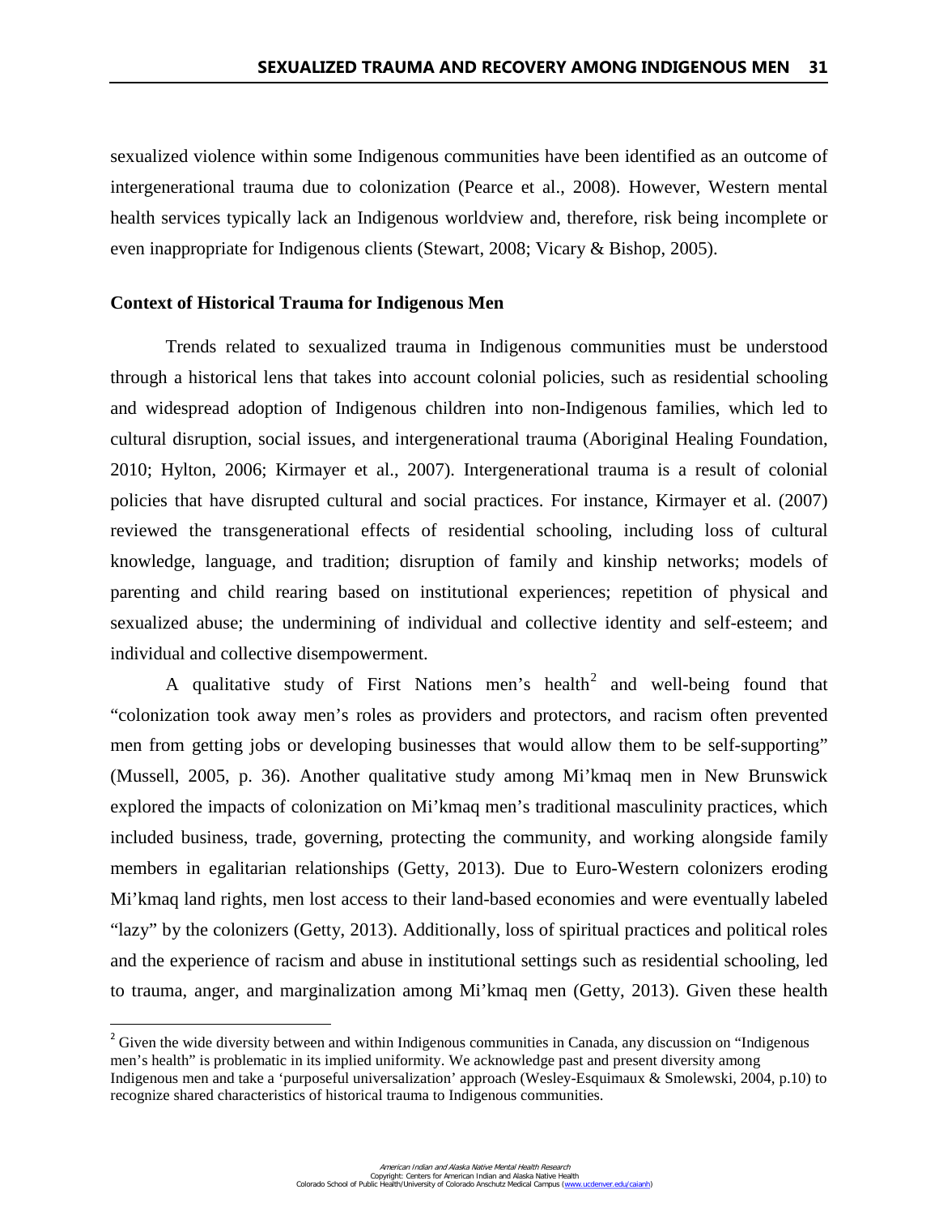sexualized violence within some Indigenous communities have been identified as an outcome of intergenerational trauma due to colonization (Pearce et al., 2008). However, Western mental health services typically lack an Indigenous worldview and, therefore, risk being incomplete or even inappropriate for Indigenous clients (Stewart, 2008; Vicary & Bishop, 2005).

## Context of Historical Trauma for Indigenous Men

Trends related to sexualized trauma in Indigenous communities must be understood through a historical lens that takes into account colonial policies, such as residential schooling and widespread adoption of Indigenous children into non-Indigenous families, which led to cultural disruption, social issues, and intergenerational trauma (Aboriginal Healing Foundation, 2010; Hylton, 2006; Kirmayer et al., 2007). Intergenerational trauma is a result of colonial policies that have disrupted cultural and social practices. For instance, Kirmayer et al. (2007) reviewed the transgenerational effects of residential schooling, including loss of cultural knowledge, language, and tradition; disruption of family and kinship networks; models of parenting and child rearing based on institutional experiences; repetition of physical and sexualized abuse; the undermining of individual and collective identity and self-esteem; and individual and collective disempowerment.

A qualitative study of First Nations men's health[2] and well-being found that "colonization took away men's roles as providers and protectors, and racism often prevented men from getting jobs or developing businesses that would allow them to be self-supporting" (Mussell, 2005, p. 36). Another qualitative study among Mi'kmaq men in New Brunswick explored the impacts of colonization on Mi'kmaq men's traditional masculinity practices, which included business, trade, governing, protecting the community, and working alongside family members in egalitarian relationships (Getty, 2013). Due to Euro-Western colonizers eroding Mi'kmaq land rights, men lost access to their land-based economies and were eventually labeled "lazy" by the colonizers (Getty, 2013). Additionally, loss of spiritual practices and political roles and the experience of racism and abuse in institutional settings such as residential schooling, led to trauma, anger, and marginalization among Mi'kmaq men (Getty, 2013). Given these health

[2] Given the wide diversity between and within Indigenous communities in Canada, any discussion on "Indigenous men's health" is problematic in its implied uniformity. We acknowledge past and present diversity among Indigenous men and take a 'purposeful universalization' approach (Wesley-Esquimaux & Smolewski, 2004, p.10) to recognize shared characteristics of historical trauma to Indigenous communities.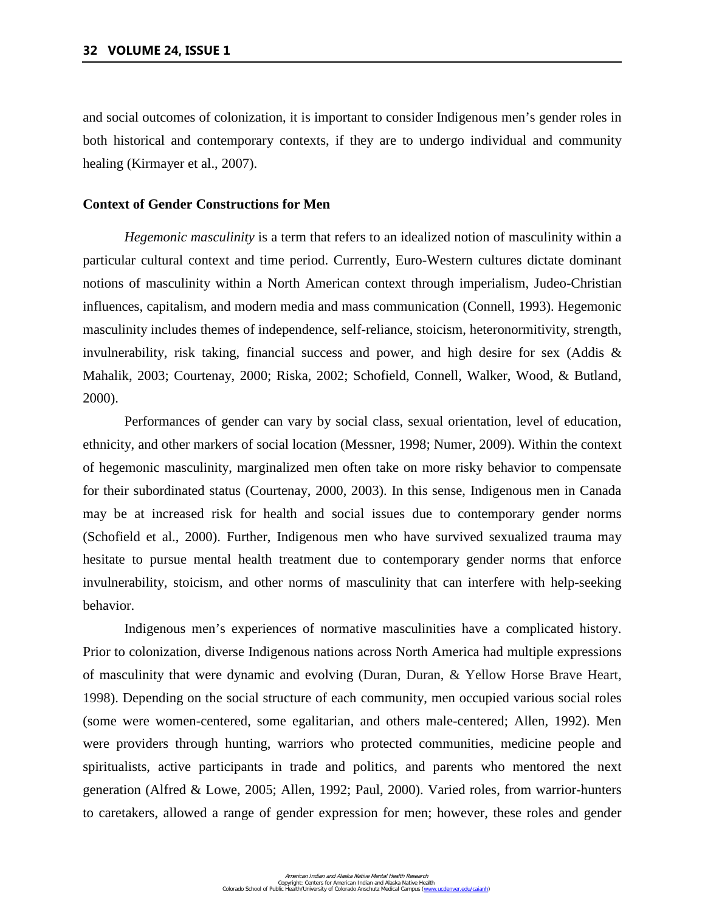and social outcomes of colonization, it is important to consider Indigenous men's gender roles in both historical and contemporary contexts, if they are to undergo individual and community healing (Kirmayer et al., 2007).

## Context of Gender Constructions for Men

*Hegemonic masculinity* is a term that refers to an idealized notion of masculinity within a particular cultural context and time period. Currently, Euro-Western cultures dictate dominant notions of masculinity within a North American context through imperialism, Judeo-Christian influences, capitalism, and modern media and mass communication (Connell, 1993). Hegemonic masculinity includes themes of independence, self-reliance, stoicism, heteronormitivity, strength, invulnerability, risk taking, financial success and power, and high desire for sex (Addis & Mahalik, 2003; Courtenay, 2000; Riska, 2002; Schofield, Connell, Walker, Wood, & Butland, 2000).

Performances of gender can vary by social class, sexual orientation, level of education, ethnicity, and other markers of social location (Messner, 1998; Numer, 2009). Within the context of hegemonic masculinity, marginalized men often take on more risky behavior to compensate for their subordinated status (Courtenay, 2000, 2003). In this sense, Indigenous men in Canada may be at increased risk for health and social issues due to contemporary gender norms (Schofield et al., 2000). Further, Indigenous men who have survived sexualized trauma may hesitate to pursue mental health treatment due to contemporary gender norms that enforce invulnerability, stoicism, and other norms of masculinity that can interfere with help-seeking behavior.

Indigenous men's experiences of normative masculinities have a complicated history. Prior to colonization, diverse Indigenous nations across North America had multiple expressions of masculinity that were dynamic and evolving (Duran, Duran, & Yellow Horse Brave Heart, 1998). Depending on the social structure of each community, men occupied various social roles (some were women-centered, some egalitarian, and others male-centered; Allen, 1992). Men were providers through hunting, warriors who protected communities, medicine people and spiritualists, active participants in trade and politics, and parents who mentored the next generation (Alfred & Lowe, 2005; Allen, 1992; Paul, 2000). Varied roles, from warrior-hunters to caretakers, allowed a range of gender expression for men; however, these roles and gender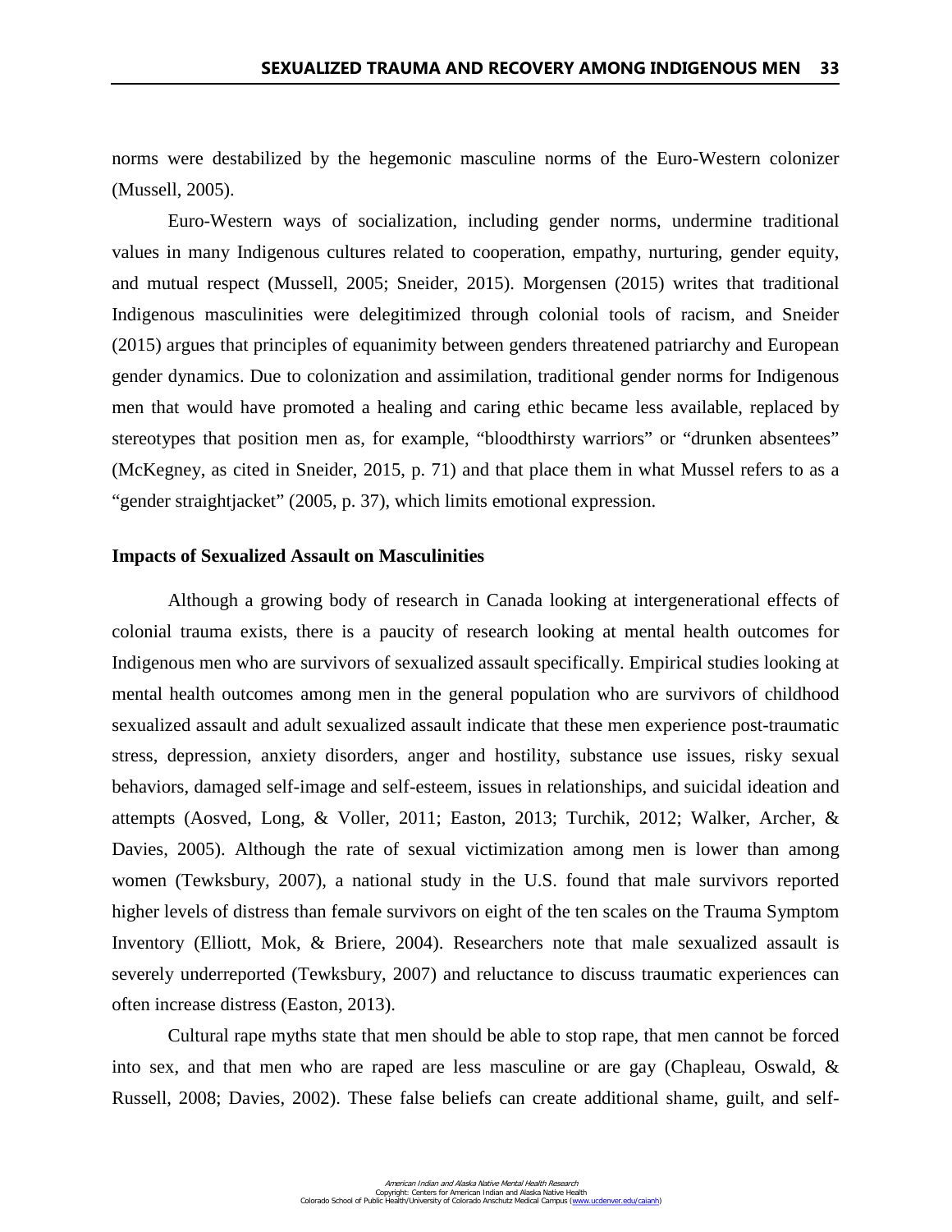norms were destabilized by the hegemonic masculine norms of the Euro-Western colonizer (Mussell, 2005).

Euro-Western ways of socialization, including gender norms, undermine traditional values in many Indigenous cultures related to cooperation, empathy, nurturing, gender equity, and mutual respect (Mussell, 2005; Sneider, 2015). Morgensen (2015) writes that traditional Indigenous masculinities were delegitimized through colonial tools of racism, and Sneider (2015) argues that principles of equanimity between genders threatened patriarchy and European gender dynamics. Due to colonization and assimilation, traditional gender norms for Indigenous men that would have promoted a healing and caring ethic became less available, replaced by stereotypes that position men as, for example, "bloodthirsty warriors" or "drunken absentees" (McKegney, as cited in Sneider, 2015, p. 71) and that place them in what Mussel refers to as a "gender straightjacket" (2005, p. 37), which limits emotional expression.

**Impacts of Sexualized Assault on Masculinities**

Although a growing body of research in Canada looking at intergenerational effects of colonial trauma exists, there is a paucity of research looking at mental health outcomes for Indigenous men who are survivors of sexualized assault specifically. Empirical studies looking at mental health outcomes among men in the general population who are survivors of childhood sexualized assault and adult sexualized assault indicate that these men experience post-traumatic stress, depression, anxiety disorders, anger and hostility, substance use issues, risky sexual behaviors, damaged self-image and self-esteem, issues in relationships, and suicidal ideation and attempts (Aosved, Long, & Voller, 2011; Easton, 2013; Turchik, 2012; Walker, Archer, & Davies, 2005). Although the rate of sexual victimization among men is lower than among women (Tewksbury, 2007), a national study in the U.S. found that male survivors reported higher levels of distress than female survivors on eight of the ten scales on the Trauma Symptom Inventory (Elliott, Mok, & Briere, 2004). Researchers note that male sexualized assault is severely underreported (Tewksbury, 2007) and reluctance to discuss traumatic experiences can often increase distress (Easton, 2013).

Cultural rape myths state that men should be able to stop rape, that men cannot be forced into sex, and that men who are raped are less masculine or are gay (Chapleau, Oswald, & Russell, 2008; Davies, 2002). These false beliefs can create additional shame, guilt, and self-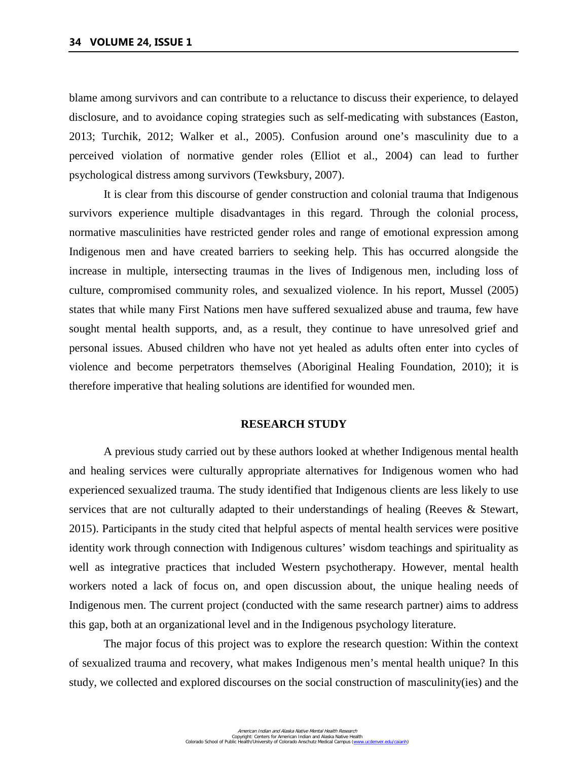blame among survivors and can contribute to a reluctance to discuss their experience, to delayed disclosure, and to avoidance coping strategies such as self-medicating with substances (Easton, 2013; Turchik, 2012; Walker et al., 2005). Confusion around one's masculinity due to a perceived violation of normative gender roles (Elliot et al., 2004) can lead to further psychological distress among survivors (Tewksbury, 2007).

It is clear from this discourse of gender construction and colonial trauma that Indigenous survivors experience multiple disadvantages in this regard. Through the colonial process, normative masculinities have restricted gender roles and range of emotional expression among Indigenous men and have created barriers to seeking help. This has occurred alongside the increase in multiple, intersecting traumas in the lives of Indigenous men, including loss of culture, compromised community roles, and sexualized violence. In his report, Mussel (2005) states that while many First Nations men have suffered sexualized abuse and trauma, few have sought mental health supports, and, as a result, they continue to have unresolved grief and personal issues. Abused children who have not yet healed as adults often enter into cycles of violence and become perpetrators themselves (Aboriginal Healing Foundation, 2010); it is therefore imperative that healing solutions are identified for wounded men.

## RESEARCH STUDY

A previous study carried out by these authors looked at whether Indigenous mental health and healing services were culturally appropriate alternatives for Indigenous women who had experienced sexualized trauma. The study identified that Indigenous clients are less likely to use services that are not culturally adapted to their understandings of healing (Reeves & Stewart, 2015). Participants in the study cited that helpful aspects of mental health services were positive identity work through connection with Indigenous cultures' wisdom teachings and spirituality as well as integrative practices that included Western psychotherapy. However, mental health workers noted a lack of focus on, and open discussion about, the unique healing needs of Indigenous men. The current project (conducted with the same research partner) aims to address this gap, both at an organizational level and in the Indigenous psychology literature.

The major focus of this project was to explore the research question: Within the context of sexualized trauma and recovery, what makes Indigenous men's mental health unique? In this study, we collected and explored discourses on the social construction of masculinity(ies) and the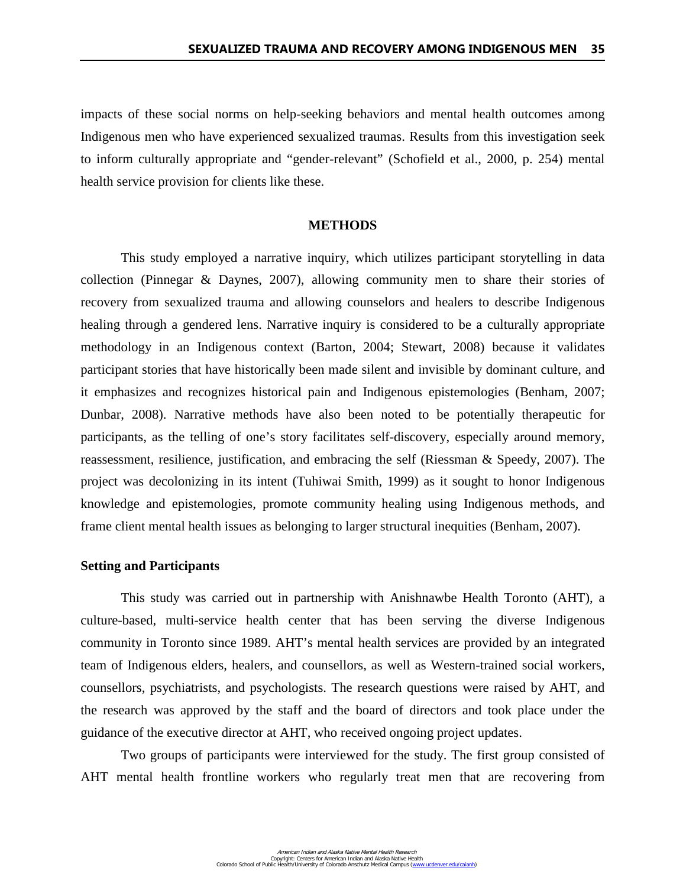impacts of these social norms on help-seeking behaviors and mental health outcomes among Indigenous men who have experienced sexualized traumas. Results from this investigation seek to inform culturally appropriate and "gender-relevant" (Schofield et al., 2000, p. 254) mental health service provision for clients like these.

## METHODS

This study employed a narrative inquiry, which utilizes participant storytelling in data collection (Pinnegar & Daynes, 2007), allowing community men to share their stories of recovery from sexualized trauma and allowing counselors and healers to describe Indigenous healing through a gendered lens. Narrative inquiry is considered to be a culturally appropriate methodology in an Indigenous context (Barton, 2004; Stewart, 2008) because it validates participant stories that have historically been made silent and invisible by dominant culture, and it emphasizes and recognizes historical pain and Indigenous epistemologies (Benham, 2007; Dunbar, 2008). Narrative methods have also been noted to be potentially therapeutic for participants, as the telling of one's story facilitates self-discovery, especially around memory, reassessment, resilience, justification, and embracing the self (Riessman & Speedy, 2007). The project was decolonizing in its intent (Tuhiwai Smith, 1999) as it sought to honor Indigenous knowledge and epistemologies, promote community healing using Indigenous methods, and frame client mental health issues as belonging to larger structural inequities (Benham, 2007).

### Setting and Participants

This study was carried out in partnership with Anishnawbe Health Toronto (AHT), a culture-based, multi-service health center that has been serving the diverse Indigenous community in Toronto since 1989. AHT's mental health services are provided by an integrated team of Indigenous elders, healers, and counsellors, as well as Western-trained social workers, counsellors, psychiatrists, and psychologists. The research questions were raised by AHT, and the research was approved by the staff and the board of directors and took place under the guidance of the executive director at AHT, who received ongoing project updates.

Two groups of participants were interviewed for the study. The first group consisted of AHT mental health frontline workers who regularly treat men that are recovering from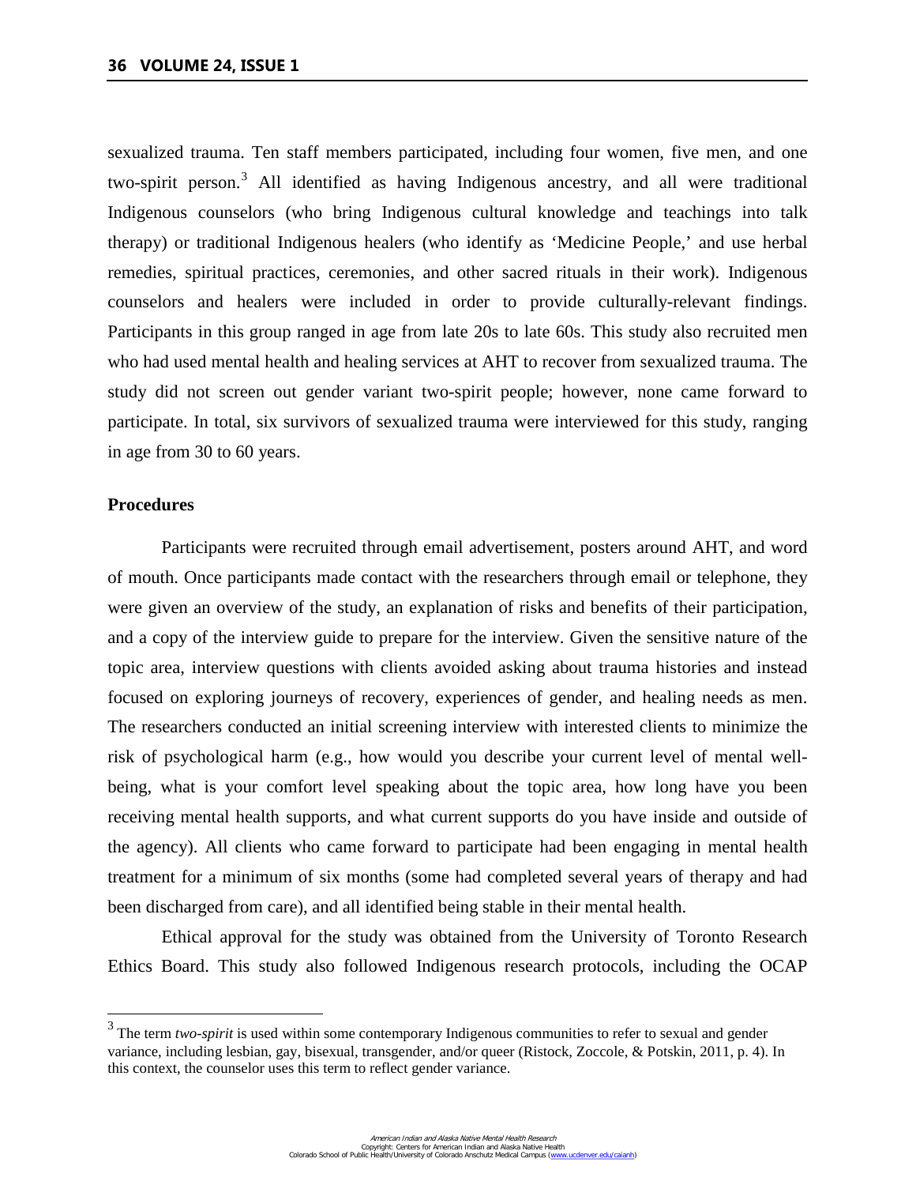sexualized trauma. Ten staff members participated, including four women, five men, and one two-spirit person.[3] All identified as having Indigenous ancestry, and all were traditional Indigenous counselors (who bring Indigenous cultural knowledge and teachings into talk therapy) or traditional Indigenous healers (who identify as 'Medicine People,' and use herbal remedies, spiritual practices, ceremonies, and other sacred rituals in their work). Indigenous counselors and healers were included in order to provide culturally-relevant findings. Participants in this group ranged in age from late 20s to late 60s. This study also recruited men who had used mental health and healing services at AHT to recover from sexualized trauma. The study did not screen out gender variant two-spirit people; however, none came forward to participate. In total, six survivors of sexualized trauma were interviewed for this study, ranging in age from 30 to 60 years.

**Procedures**

Participants were recruited through email advertisement, posters around AHT, and word of mouth. Once participants made contact with the researchers through email or telephone, they were given an overview of the study, an explanation of risks and benefits of their participation, and a copy of the interview guide to prepare for the interview. Given the sensitive nature of the topic area, interview questions with clients avoided asking about trauma histories and instead focused on exploring journeys of recovery, experiences of gender, and healing needs as men. The researchers conducted an initial screening interview with interested clients to minimize the risk of psychological harm (e.g., how would you describe your current level of mental well-being, what is your comfort level speaking about the topic area, how long have you been receiving mental health supports, and what current supports do you have inside and outside of the agency). All clients who came forward to participate had been engaging in mental health treatment for a minimum of six months (some had completed several years of therapy and had been discharged from care), and all identified being stable in their mental health.

Ethical approval for the study was obtained from the University of Toronto Research Ethics Board. This study also followed Indigenous research protocols, including the OCAP

[3] The term *two-spirit* is used within some contemporary Indigenous communities to refer to sexual and gender variance, including lesbian, gay, bisexual, transgender, and/or queer (Ristock, Zoccole, & Potskin, 2011, p. 4). In this context, the counselor uses this term to reflect gender variance.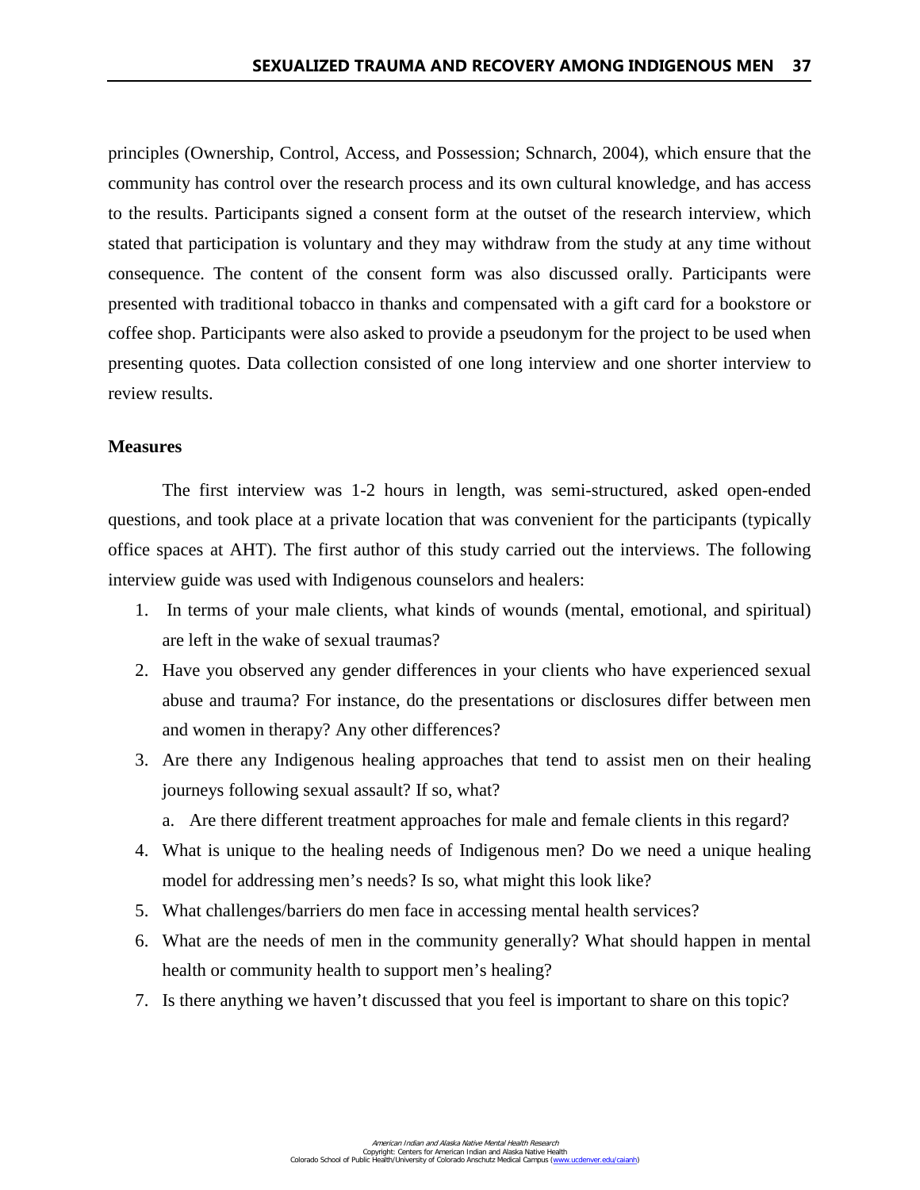principles (Ownership, Control, Access, and Possession; Schnarch, 2004), which ensure that the community has control over the research process and its own cultural knowledge, and has access to the results. Participants signed a consent form at the outset of the research interview, which stated that participation is voluntary and they may withdraw from the study at any time without consequence. The content of the consent form was also discussed orally. Participants were presented with traditional tobacco in thanks and compensated with a gift card for a bookstore or coffee shop. Participants were also asked to provide a pseudonym for the project to be used when presenting quotes. Data collection consisted of one long interview and one shorter interview to review results.

**Measures**

The first interview was 1-2 hours in length, was semi-structured, asked open-ended questions, and took place at a private location that was convenient for the participants (typically office spaces at AHT). The first author of this study carried out the interviews. The following interview guide was used with Indigenous counselors and healers:

1. In terms of your male clients, what kinds of wounds (mental, emotional, and spiritual) are left in the wake of sexual traumas?
2. Have you observed any gender differences in your clients who have experienced sexual abuse and trauma? For instance, do the presentations or disclosures differ between men and women in therapy? Any other differences?
3. Are there any Indigenous healing approaches that tend to assist men on their healing journeys following sexual assault? If so, what?
   a. Are there different treatment approaches for male and female clients in this regard?
4. What is unique to the healing needs of Indigenous men? Do we need a unique healing model for addressing men's needs? Is so, what might this look like?
5. What challenges/barriers do men face in accessing mental health services?
6. What are the needs of men in the community generally? What should happen in mental health or community health to support men's healing?
7. Is there anything we haven't discussed that you feel is important to share on this topic?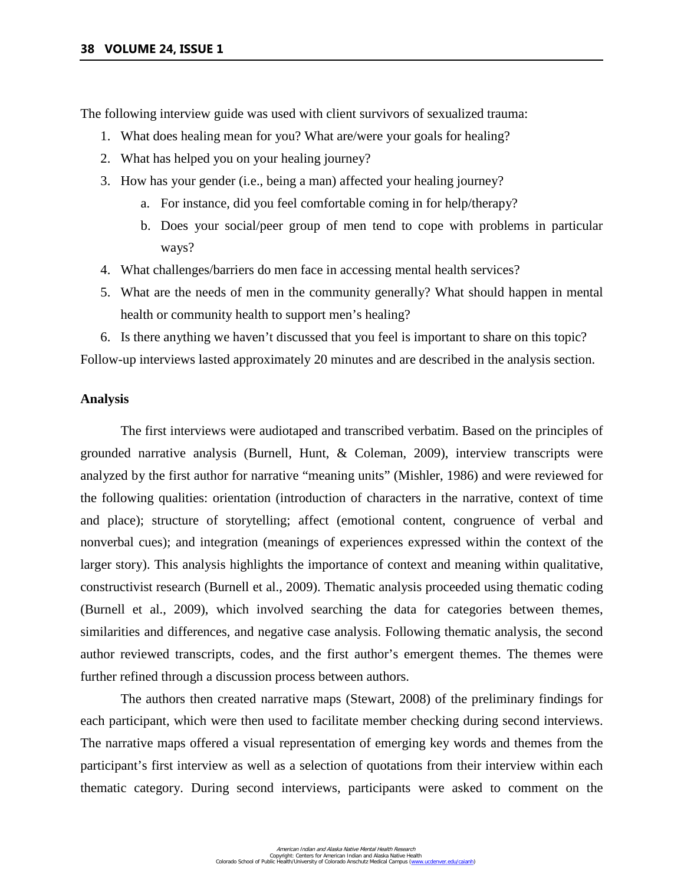The following interview guide was used with client survivors of sexualized trauma:

1. What does healing mean for you? What are/were your goals for healing?
2. What has helped you on your healing journey?
3. How has your gender (i.e., being a man) affected your healing journey?
   a. For instance, did you feel comfortable coming in for help/therapy?
   b. Does your social/peer group of men tend to cope with problems in particular ways?
4. What challenges/barriers do men face in accessing mental health services?
5. What are the needs of men in the community generally? What should happen in mental health or community health to support men's healing?
6. Is there anything we haven't discussed that you feel is important to share on this topic?

Follow-up interviews lasted approximately 20 minutes and are described in the analysis section.

## Analysis

The first interviews were audiotaped and transcribed verbatim. Based on the principles of grounded narrative analysis (Burnell, Hunt, & Coleman, 2009), interview transcripts were analyzed by the first author for narrative "meaning units" (Mishler, 1986) and were reviewed for the following qualities: orientation (introduction of characters in the narrative, context of time and place); structure of storytelling; affect (emotional content, congruence of verbal and nonverbal cues); and integration (meanings of experiences expressed within the context of the larger story). This analysis highlights the importance of context and meaning within qualitative, constructivist research (Burnell et al., 2009). Thematic analysis proceeded using thematic coding (Burnell et al., 2009), which involved searching the data for categories between themes, similarities and differences, and negative case analysis. Following thematic analysis, the second author reviewed transcripts, codes, and the first author's emergent themes. The themes were further refined through a discussion process between authors.

The authors then created narrative maps (Stewart, 2008) of the preliminary findings for each participant, which were then used to facilitate member checking during second interviews. The narrative maps offered a visual representation of emerging key words and themes from the participant's first interview as well as a selection of quotations from their interview within each thematic category. During second interviews, participants were asked to comment on the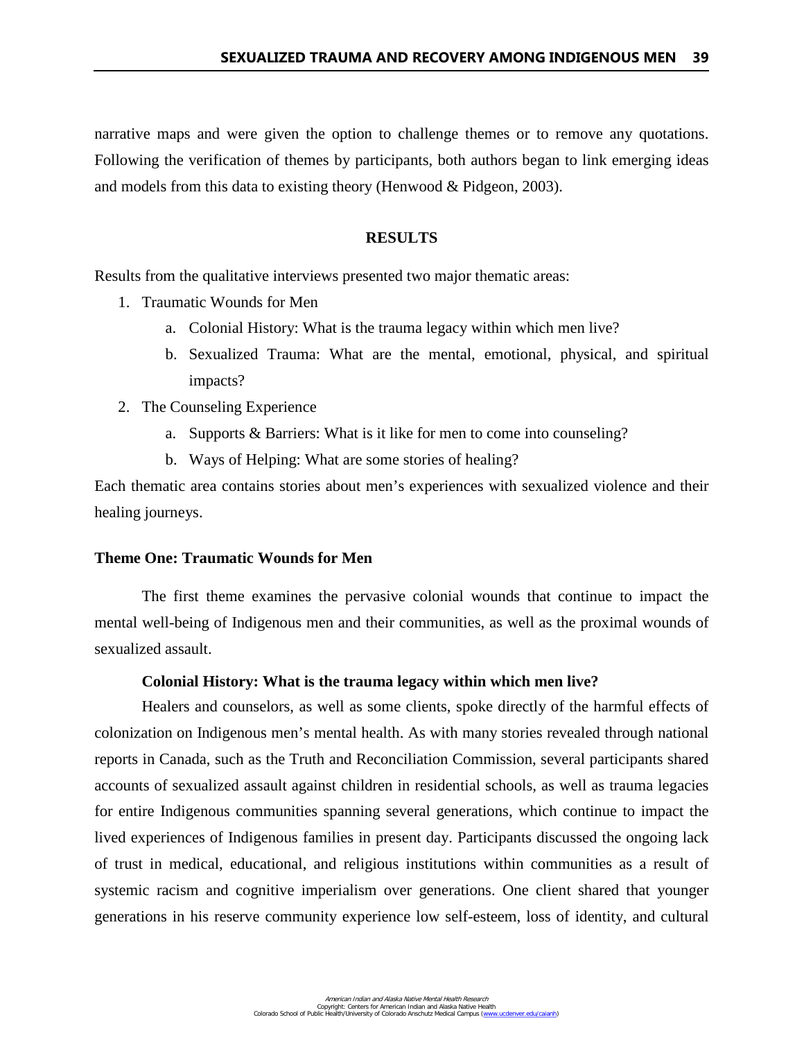narrative maps and were given the option to challenge themes or to remove any quotations. Following the verification of themes by participants, both authors began to link emerging ideas and models from this data to existing theory (Henwood & Pidgeon, 2003).

## RESULTS

Results from the qualitative interviews presented two major thematic areas:

1. Traumatic Wounds for Men
    a. Colonial History: What is the trauma legacy within which men live?
    b. Sexualized Trauma: What are the mental, emotional, physical, and spiritual impacts?
2. The Counseling Experience
    a. Supports & Barriers: What is it like for men to come into counseling?
    b. Ways of Helping: What are some stories of healing?

Each thematic area contains stories about men's experiences with sexualized violence and their healing journeys.

### Theme One: Traumatic Wounds for Men

The first theme examines the pervasive colonial wounds that continue to impact the mental well-being of Indigenous men and their communities, as well as the proximal wounds of sexualized assault.

#### Colonial History: What is the trauma legacy within which men live?

Healers and counselors, as well as some clients, spoke directly of the harmful effects of colonization on Indigenous men's mental health. As with many stories revealed through national reports in Canada, such as the Truth and Reconciliation Commission, several participants shared accounts of sexualized assault against children in residential schools, as well as trauma legacies for entire Indigenous communities spanning several generations, which continue to impact the lived experiences of Indigenous families in present day. Participants discussed the ongoing lack of trust in medical, educational, and religious institutions within communities as a result of systemic racism and cognitive imperialism over generations. One client shared that younger generations in his reserve community experience low self-esteem, loss of identity, and cultural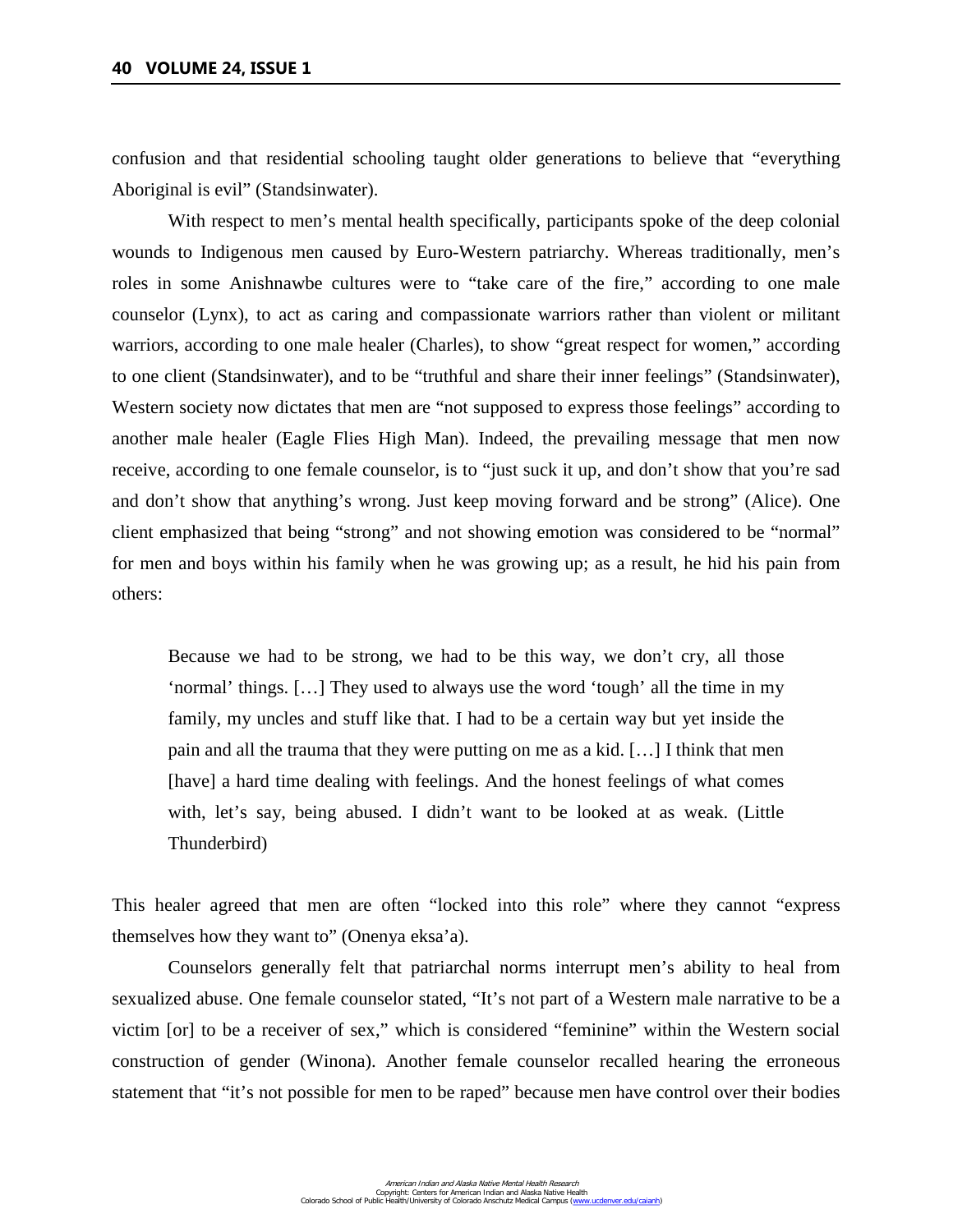confusion and that residential schooling taught older generations to believe that "everything Aboriginal is evil" (Standsinwater).

With respect to men's mental health specifically, participants spoke of the deep colonial wounds to Indigenous men caused by Euro-Western patriarchy. Whereas traditionally, men's roles in some Anishnawbe cultures were to "take care of the fire," according to one male counselor (Lynx), to act as caring and compassionate warriors rather than violent or militant warriors, according to one male healer (Charles), to show "great respect for women," according to one client (Standsinwater), and to be "truthful and share their inner feelings" (Standsinwater), Western society now dictates that men are "not supposed to express those feelings" according to another male healer (Eagle Flies High Man). Indeed, the prevailing message that men now receive, according to one female counselor, is to "just suck it up, and don't show that you're sad and don't show that anything's wrong. Just keep moving forward and be strong" (Alice). One client emphasized that being "strong" and not showing emotion was considered to be "normal" for men and boys within his family when he was growing up; as a result, he hid his pain from others:

> Because we had to be strong, we had to be this way, we don't cry, all those 'normal' things. […] They used to always use the word 'tough' all the time in my family, my uncles and stuff like that. I had to be a certain way but yet inside the pain and all the trauma that they were putting on me as a kid. […] I think that men [have] a hard time dealing with feelings. And the honest feelings of what comes with, let's say, being abused. I didn't want to be looked at as weak. (Little Thunderbird)

This healer agreed that men are often "locked into this role" where they cannot "express themselves how they want to" (Onenya eksa'a).

Counselors generally felt that patriarchal norms interrupt men's ability to heal from sexualized abuse. One female counselor stated, "It's not part of a Western male narrative to be a victim [or] to be a receiver of sex," which is considered "feminine" within the Western social construction of gender (Winona). Another female counselor recalled hearing the erroneous statement that "it's not possible for men to be raped" because men have control over their bodies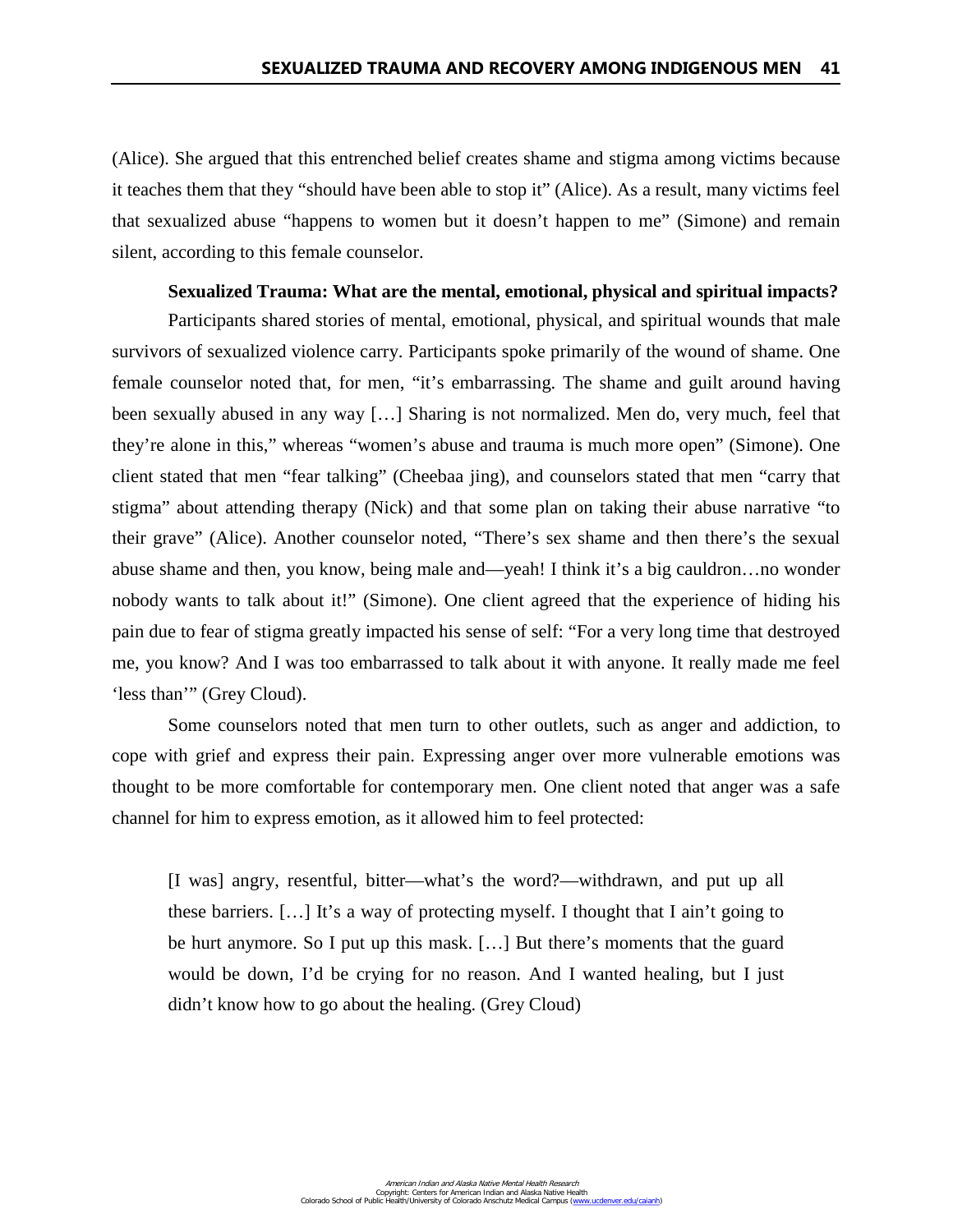(Alice). She argued that this entrenched belief creates shame and stigma among victims because it teaches them that they "should have been able to stop it" (Alice). As a result, many victims feel that sexualized abuse "happens to women but it doesn't happen to me" (Simone) and remain silent, according to this female counselor.

**Sexualized Trauma: What are the mental, emotional, physical and spiritual impacts?**

Participants shared stories of mental, emotional, physical, and spiritual wounds that male survivors of sexualized violence carry. Participants spoke primarily of the wound of shame. One female counselor noted that, for men, "it's embarrassing. The shame and guilt around having been sexually abused in any way […] Sharing is not normalized. Men do, very much, feel that they're alone in this," whereas "women's abuse and trauma is much more open" (Simone). One client stated that men "fear talking" (Cheebaa jing), and counselors stated that men "carry that stigma" about attending therapy (Nick) and that some plan on taking their abuse narrative "to their grave" (Alice). Another counselor noted, "There's sex shame and then there's the sexual abuse shame and then, you know, being male and—yeah! I think it's a big cauldron…no wonder nobody wants to talk about it!" (Simone). One client agreed that the experience of hiding his pain due to fear of stigma greatly impacted his sense of self: "For a very long time that destroyed me, you know? And I was too embarrassed to talk about it with anyone. It really made me feel 'less than'" (Grey Cloud).

Some counselors noted that men turn to other outlets, such as anger and addiction, to cope with grief and express their pain. Expressing anger over more vulnerable emotions was thought to be more comfortable for contemporary men. One client noted that anger was a safe channel for him to express emotion, as it allowed him to feel protected:

> [I was] angry, resentful, bitter—what's the word?—withdrawn, and put up all these barriers. […] It's a way of protecting myself. I thought that I ain't going to be hurt anymore. So I put up this mask. […] But there's moments that the guard would be down, I'd be crying for no reason. And I wanted healing, but I just didn't know how to go about the healing. (Grey Cloud)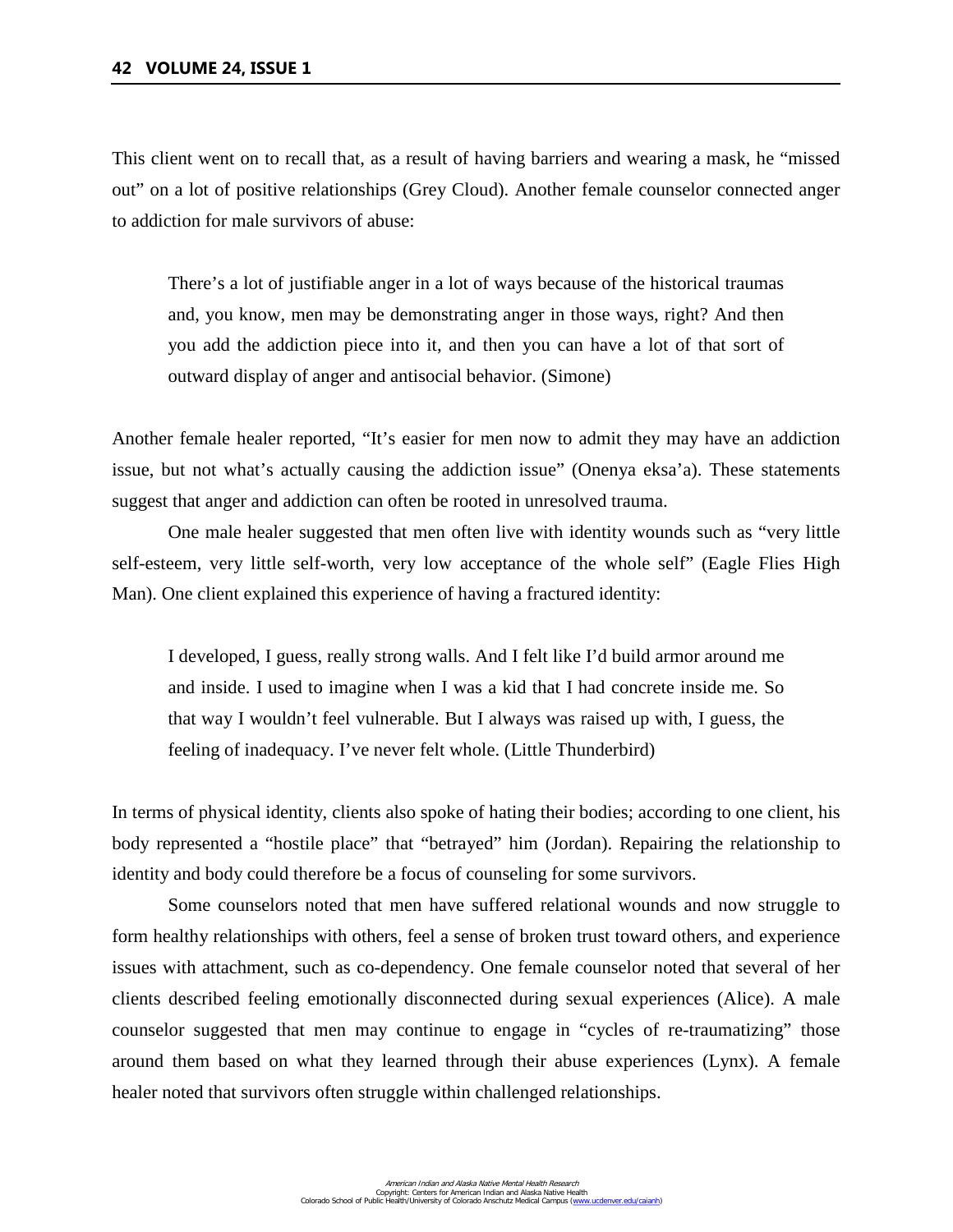This client went on to recall that, as a result of having barriers and wearing a mask, he "missed out" on a lot of positive relationships (Grey Cloud). Another female counselor connected anger to addiction for male survivors of abuse:

> There's a lot of justifiable anger in a lot of ways because of the historical traumas and, you know, men may be demonstrating anger in those ways, right? And then you add the addiction piece into it, and then you can have a lot of that sort of outward display of anger and antisocial behavior. (Simone)

Another female healer reported, "It's easier for men now to admit they may have an addiction issue, but not what's actually causing the addiction issue" (Onenya eksa'a). These statements suggest that anger and addiction can often be rooted in unresolved trauma.

One male healer suggested that men often live with identity wounds such as "very little self-esteem, very little self-worth, very low acceptance of the whole self" (Eagle Flies High Man). One client explained this experience of having a fractured identity:

> I developed, I guess, really strong walls. And I felt like I'd build armor around me and inside. I used to imagine when I was a kid that I had concrete inside me. So that way I wouldn't feel vulnerable. But I always was raised up with, I guess, the feeling of inadequacy. I've never felt whole. (Little Thunderbird)

In terms of physical identity, clients also spoke of hating their bodies; according to one client, his body represented a "hostile place" that "betrayed" him (Jordan). Repairing the relationship to identity and body could therefore be a focus of counseling for some survivors.

Some counselors noted that men have suffered relational wounds and now struggle to form healthy relationships with others, feel a sense of broken trust toward others, and experience issues with attachment, such as co-dependency. One female counselor noted that several of her clients described feeling emotionally disconnected during sexual experiences (Alice). A male counselor suggested that men may continue to engage in "cycles of re-traumatizing" those around them based on what they learned through their abuse experiences (Lynx). A female healer noted that survivors often struggle within challenged relationships.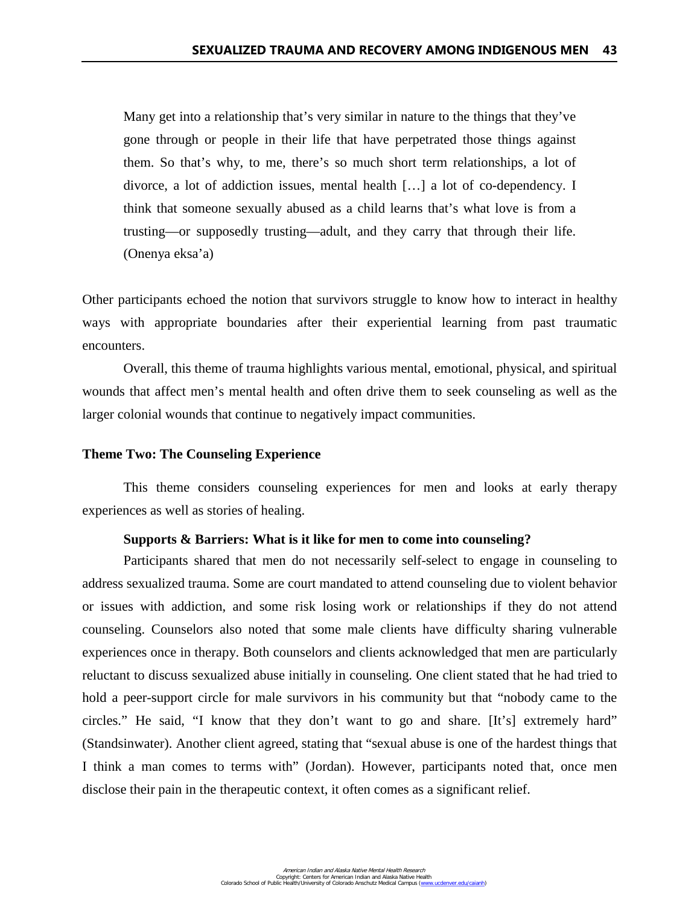> Many get into a relationship that's very similar in nature to the things that they've gone through or people in their life that have perpetrated those things against them. So that's why, to me, there's so much short term relationships, a lot of divorce, a lot of addiction issues, mental health […] a lot of co-dependency. I think that someone sexually abused as a child learns that's what love is from a trusting—or supposedly trusting—adult, and they carry that through their life. (Onenya eksa'a)

Other participants echoed the notion that survivors struggle to know how to interact in healthy ways with appropriate boundaries after their experiential learning from past traumatic encounters.

Overall, this theme of trauma highlights various mental, emotional, physical, and spiritual wounds that affect men's mental health and often drive them to seek counseling as well as the larger colonial wounds that continue to negatively impact communities.

## Theme Two: The Counseling Experience

This theme considers counseling experiences for men and looks at early therapy experiences as well as stories of healing.

### Supports & Barriers: What is it like for men to come into counseling?

Participants shared that men do not necessarily self-select to engage in counseling to address sexualized trauma. Some are court mandated to attend counseling due to violent behavior or issues with addiction, and some risk losing work or relationships if they do not attend counseling. Counselors also noted that some male clients have difficulty sharing vulnerable experiences once in therapy. Both counselors and clients acknowledged that men are particularly reluctant to discuss sexualized abuse initially in counseling. One client stated that he had tried to hold a peer-support circle for male survivors in his community but that "nobody came to the circles." He said, "I know that they don't want to go and share. [It's] extremely hard" (Standsinwater). Another client agreed, stating that "sexual abuse is one of the hardest things that I think a man comes to terms with" (Jordan). However, participants noted that, once men disclose their pain in the therapeutic context, it often comes as a significant relief.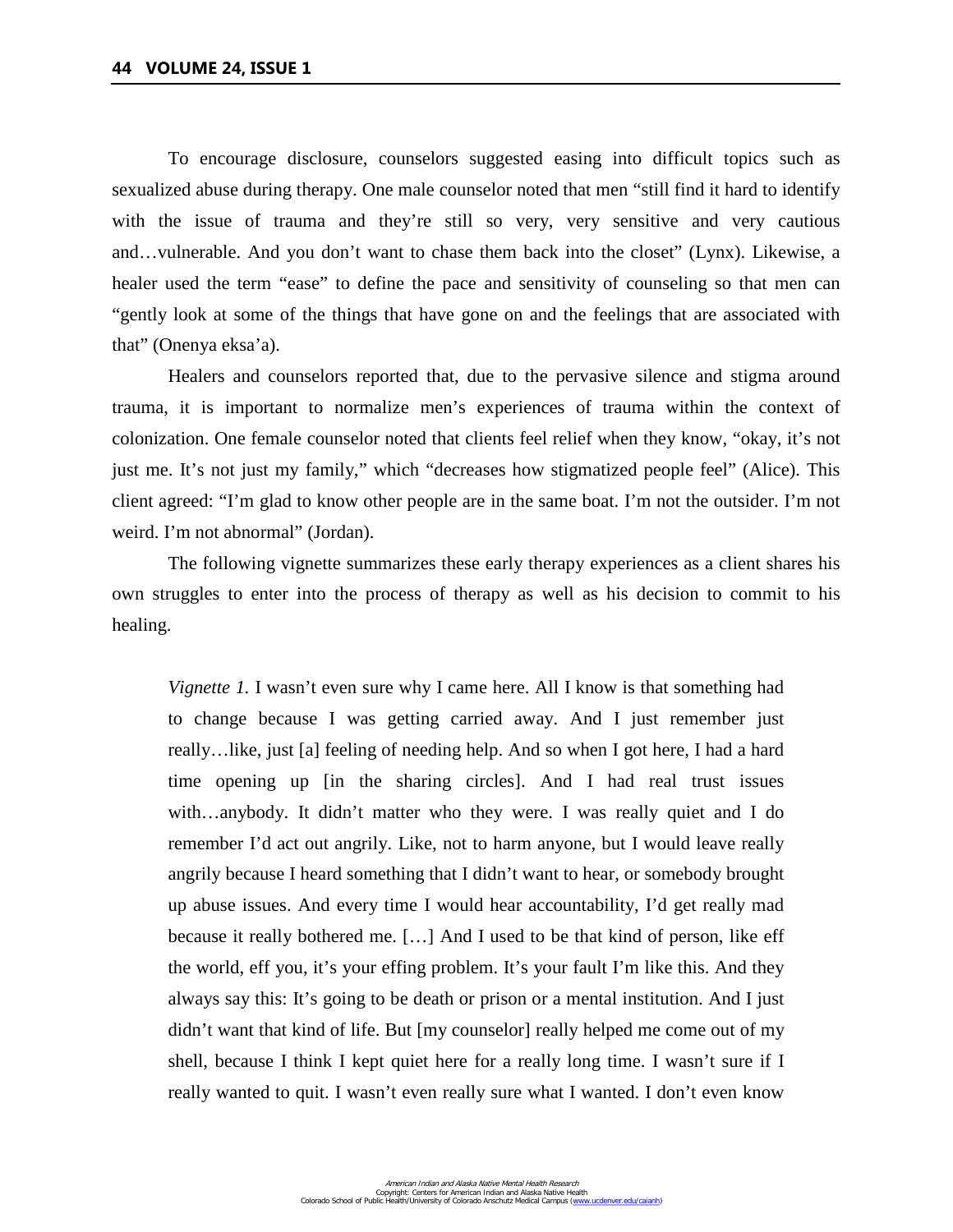To encourage disclosure, counselors suggested easing into difficult topics such as sexualized abuse during therapy. One male counselor noted that men "still find it hard to identify with the issue of trauma and they're still so very, very sensitive and very cautious and…vulnerable. And you don't want to chase them back into the closet" (Lynx). Likewise, a healer used the term "ease" to define the pace and sensitivity of counseling so that men can "gently look at some of the things that have gone on and the feelings that are associated with that" (Onenya eksa'a).

Healers and counselors reported that, due to the pervasive silence and stigma around trauma, it is important to normalize men's experiences of trauma within the context of colonization. One female counselor noted that clients feel relief when they know, "okay, it's not just me. It's not just my family," which "decreases how stigmatized people feel" (Alice). This client agreed: "I'm glad to know other people are in the same boat. I'm not the outsider. I'm not weird. I'm not abnormal" (Jordan).

The following vignette summarizes these early therapy experiences as a client shares his own struggles to enter into the process of therapy as well as his decision to commit to his healing.

> *Vignette 1.* I wasn't even sure why I came here. All I know is that something had to change because I was getting carried away. And I just remember just really…like, just [a] feeling of needing help. And so when I got here, I had a hard time opening up [in the sharing circles]. And I had real trust issues with…anybody. It didn't matter who they were. I was really quiet and I do remember I'd act out angrily. Like, not to harm anyone, but I would leave really angrily because I heard something that I didn't want to hear, or somebody brought up abuse issues. And every time I would hear accountability, I'd get really mad because it really bothered me. […] And I used to be that kind of person, like eff the world, eff you, it's your effing problem. It's your fault I'm like this. And they always say this: It's going to be death or prison or a mental institution. And I just didn't want that kind of life. But [my counselor] really helped me come out of my shell, because I think I kept quiet here for a really long time. I wasn't sure if I really wanted to quit. I wasn't even really sure what I wanted. I don't even know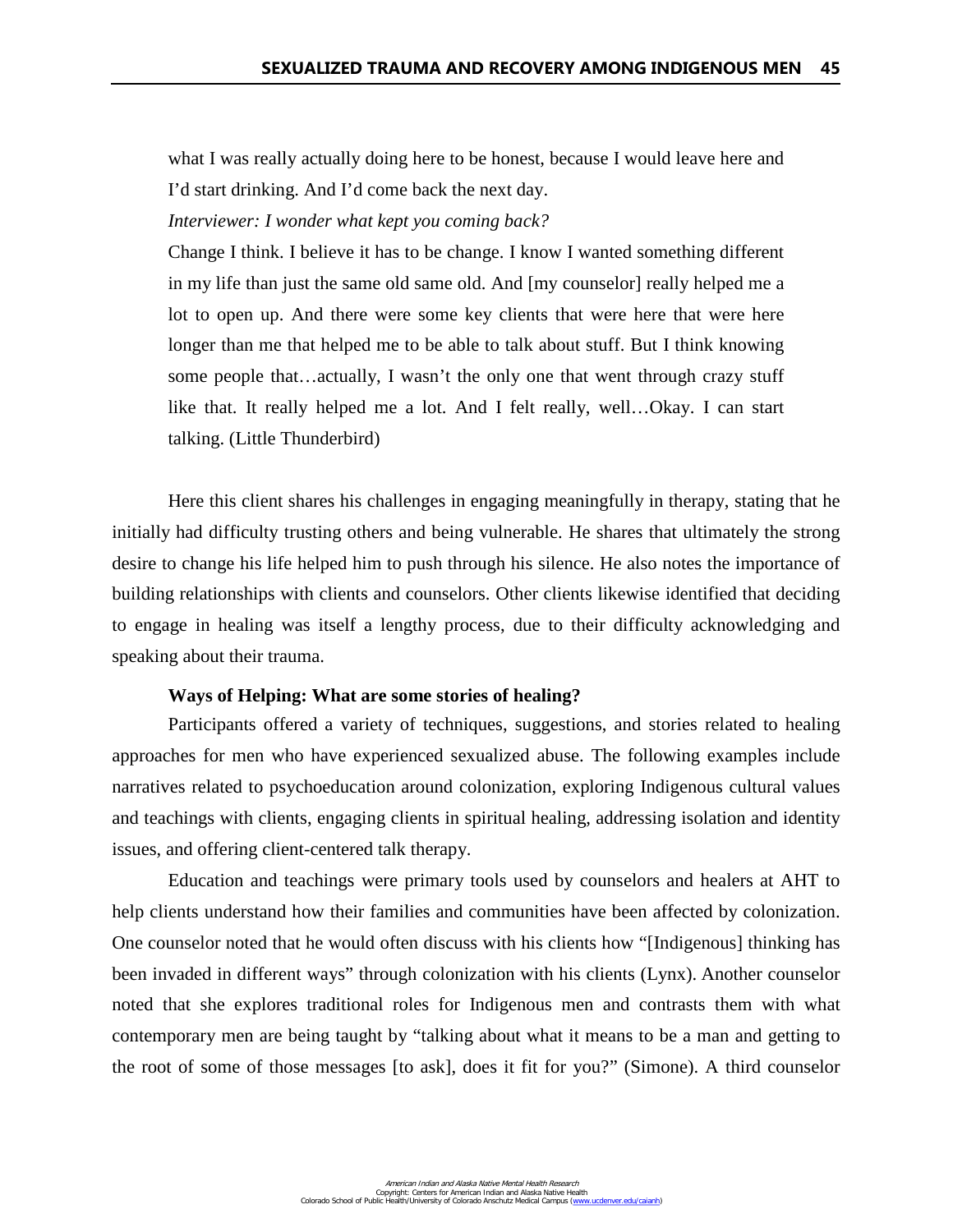> what I was really actually doing here to be honest, because I would leave here and I'd start drinking. And I'd come back the next day.
>
> *Interviewer: I wonder what kept you coming back?*
>
> Change I think. I believe it has to be change. I know I wanted something different in my life than just the same old same old. And [my counselor] really helped me a lot to open up. And there were some key clients that were here that were here longer than me that helped me to be able to talk about stuff. But I think knowing some people that…actually, I wasn't the only one that went through crazy stuff like that. It really helped me a lot. And I felt really, well…Okay. I can start talking. (Little Thunderbird)

Here this client shares his challenges in engaging meaningfully in therapy, stating that he initially had difficulty trusting others and being vulnerable. He shares that ultimately the strong desire to change his life helped him to push through his silence. He also notes the importance of building relationships with clients and counselors. Other clients likewise identified that deciding to engage in healing was itself a lengthy process, due to their difficulty acknowledging and speaking about their trauma.

**Ways of Helping: What are some stories of healing?**

Participants offered a variety of techniques, suggestions, and stories related to healing approaches for men who have experienced sexualized abuse. The following examples include narratives related to psychoeducation around colonization, exploring Indigenous cultural values and teachings with clients, engaging clients in spiritual healing, addressing isolation and identity issues, and offering client-centered talk therapy.

Education and teachings were primary tools used by counselors and healers at AHT to help clients understand how their families and communities have been affected by colonization. One counselor noted that he would often discuss with his clients how "[Indigenous] thinking has been invaded in different ways" through colonization with his clients (Lynx). Another counselor noted that she explores traditional roles for Indigenous men and contrasts them with what contemporary men are being taught by "talking about what it means to be a man and getting to the root of some of those messages [to ask], does it fit for you?" (Simone). A third counselor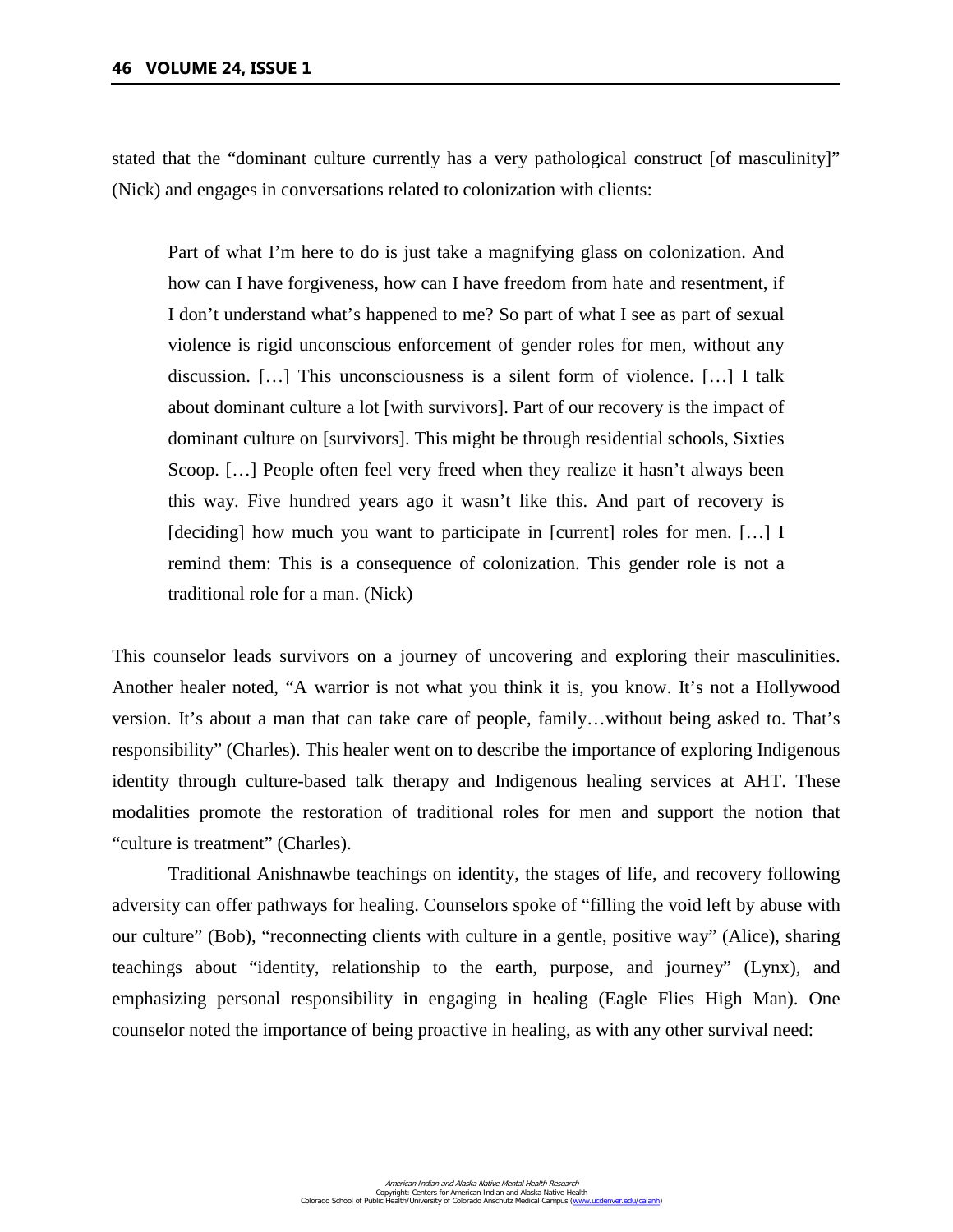stated that the "dominant culture currently has a very pathological construct [of masculinity]" (Nick) and engages in conversations related to colonization with clients:

> Part of what I'm here to do is just take a magnifying glass on colonization. And how can I have forgiveness, how can I have freedom from hate and resentment, if I don't understand what's happened to me? So part of what I see as part of sexual violence is rigid unconscious enforcement of gender roles for men, without any discussion. […] This unconsciousness is a silent form of violence. […] I talk about dominant culture a lot [with survivors]. Part of our recovery is the impact of dominant culture on [survivors]. This might be through residential schools, Sixties Scoop. […] People often feel very freed when they realize it hasn't always been this way. Five hundred years ago it wasn't like this. And part of recovery is [deciding] how much you want to participate in [current] roles for men. […] I remind them: This is a consequence of colonization. This gender role is not a traditional role for a man. (Nick)

This counselor leads survivors on a journey of uncovering and exploring their masculinities. Another healer noted, "A warrior is not what you think it is, you know. It's not a Hollywood version. It's about a man that can take care of people, family…without being asked to. That's responsibility" (Charles). This healer went on to describe the importance of exploring Indigenous identity through culture-based talk therapy and Indigenous healing services at AHT. These modalities promote the restoration of traditional roles for men and support the notion that "culture is treatment" (Charles).

Traditional Anishnawbe teachings on identity, the stages of life, and recovery following adversity can offer pathways for healing. Counselors spoke of "filling the void left by abuse with our culture" (Bob), "reconnecting clients with culture in a gentle, positive way" (Alice), sharing teachings about "identity, relationship to the earth, purpose, and journey" (Lynx), and emphasizing personal responsibility in engaging in healing (Eagle Flies High Man). One counselor noted the importance of being proactive in healing, as with any other survival need: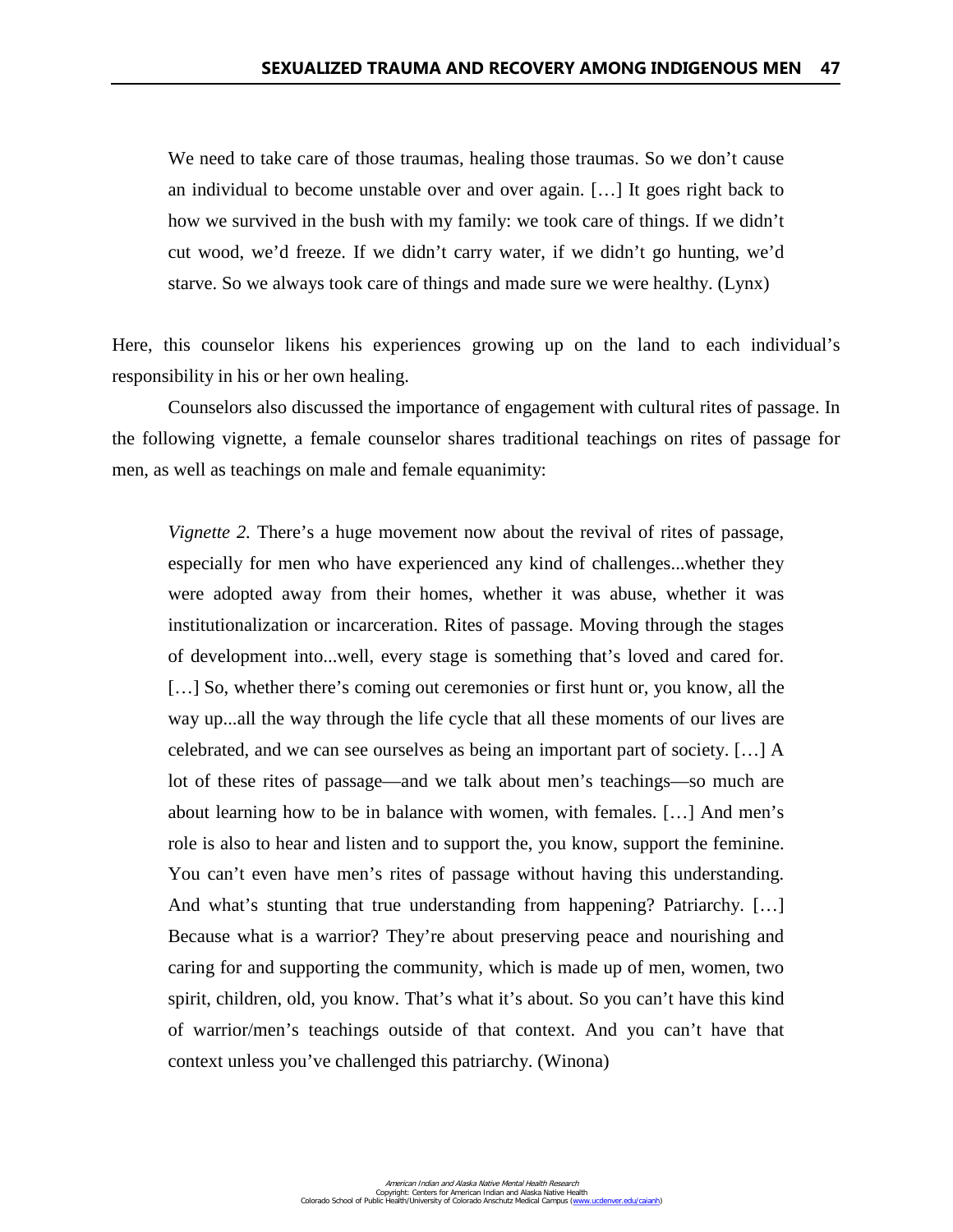> We need to take care of those traumas, healing those traumas. So we don't cause an individual to become unstable over and over again. […] It goes right back to how we survived in the bush with my family: we took care of things. If we didn't cut wood, we'd freeze. If we didn't carry water, if we didn't go hunting, we'd starve. So we always took care of things and made sure we were healthy. (Lynx)

Here, this counselor likens his experiences growing up on the land to each individual's responsibility in his or her own healing.

Counselors also discussed the importance of engagement with cultural rites of passage. In the following vignette, a female counselor shares traditional teachings on rites of passage for men, as well as teachings on male and female equanimity:

> *Vignette 2*. There's a huge movement now about the revival of rites of passage, especially for men who have experienced any kind of challenges...whether they were adopted away from their homes, whether it was abuse, whether it was institutionalization or incarceration. Rites of passage. Moving through the stages of development into...well, every stage is something that's loved and cared for. […] So, whether there's coming out ceremonies or first hunt or, you know, all the way up...all the way through the life cycle that all these moments of our lives are celebrated, and we can see ourselves as being an important part of society. […] A lot of these rites of passage—and we talk about men's teachings—so much are about learning how to be in balance with women, with females. […] And men's role is also to hear and listen and to support the, you know, support the feminine. You can't even have men's rites of passage without having this understanding. And what's stunting that true understanding from happening? Patriarchy. […] Because what is a warrior? They're about preserving peace and nourishing and caring for and supporting the community, which is made up of men, women, two spirit, children, old, you know. That's what it's about. So you can't have this kind of warrior/men's teachings outside of that context. And you can't have that context unless you've challenged this patriarchy. (Winona)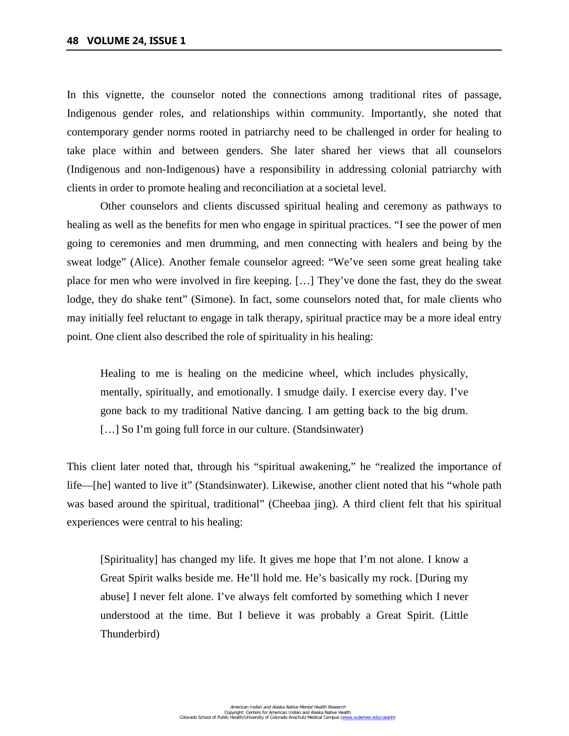In this vignette, the counselor noted the connections among traditional rites of passage, Indigenous gender roles, and relationships within community. Importantly, she noted that contemporary gender norms rooted in patriarchy need to be challenged in order for healing to take place within and between genders. She later shared her views that all counselors (Indigenous and non-Indigenous) have a responsibility in addressing colonial patriarchy with clients in order to promote healing and reconciliation at a societal level.

Other counselors and clients discussed spiritual healing and ceremony as pathways to healing as well as the benefits for men who engage in spiritual practices. "I see the power of men going to ceremonies and men drumming, and men connecting with healers and being by the sweat lodge" (Alice). Another female counselor agreed: "We've seen some great healing take place for men who were involved in fire keeping. […] They've done the fast, they do the sweat lodge, they do shake tent" (Simone). In fact, some counselors noted that, for male clients who may initially feel reluctant to engage in talk therapy, spiritual practice may be a more ideal entry point. One client also described the role of spirituality in his healing:

> Healing to me is healing on the medicine wheel, which includes physically, mentally, spiritually, and emotionally. I smudge daily. I exercise every day. I've gone back to my traditional Native dancing. I am getting back to the big drum. […] So I'm going full force in our culture. (Standsinwater)

This client later noted that, through his "spiritual awakening," he "realized the importance of life—[he] wanted to live it" (Standsinwater). Likewise, another client noted that his "whole path was based around the spiritual, traditional" (Cheebaa jing). A third client felt that his spiritual experiences were central to his healing:

> [Spirituality] has changed my life. It gives me hope that I'm not alone. I know a Great Spirit walks beside me. He'll hold me. He's basically my rock. [During my abuse] I never felt alone. I've always felt comforted by something which I never understood at the time. But I believe it was probably a Great Spirit. (Little Thunderbird)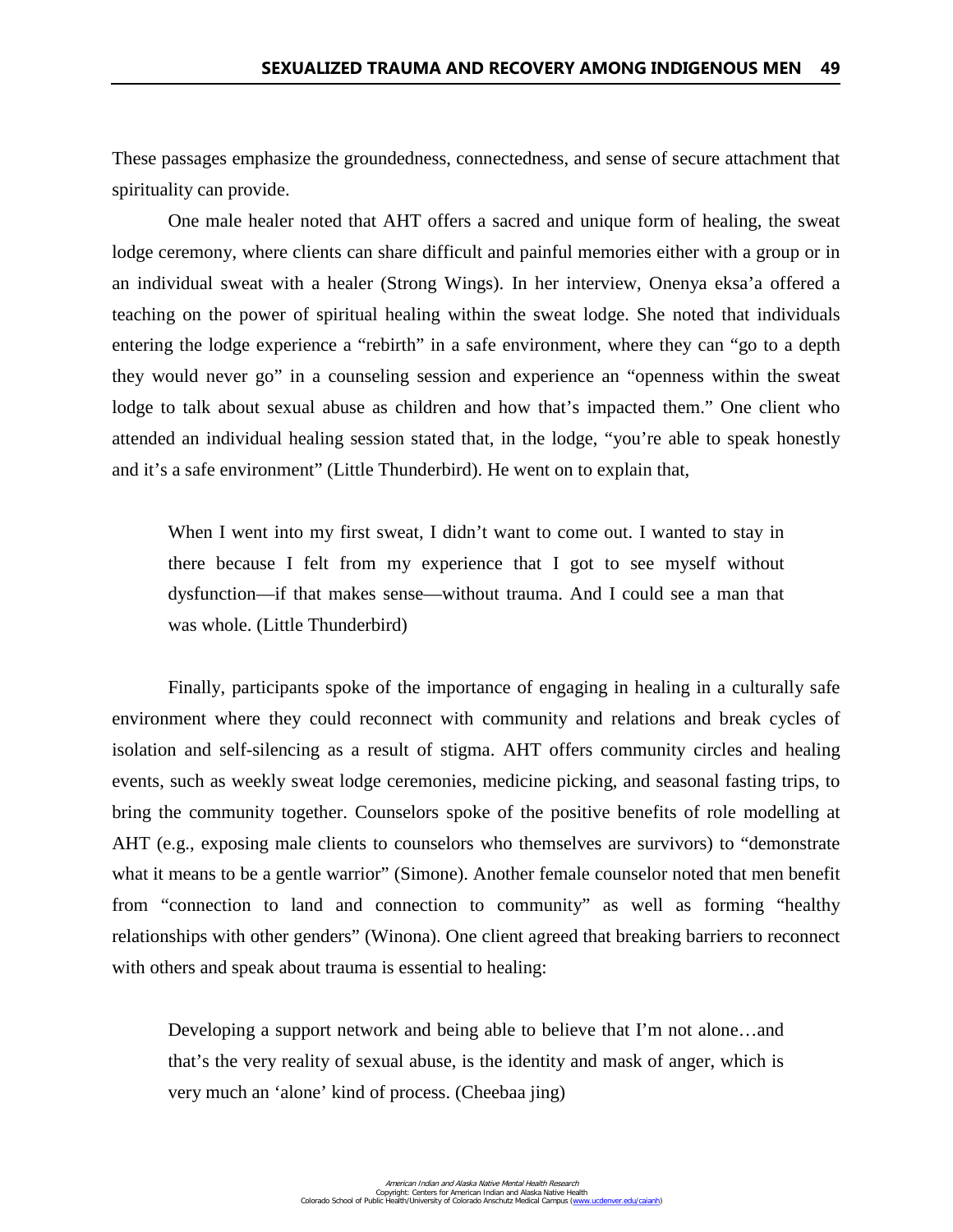These passages emphasize the groundedness, connectedness, and sense of secure attachment that spirituality can provide.

One male healer noted that AHT offers a sacred and unique form of healing, the sweat lodge ceremony, where clients can share difficult and painful memories either with a group or in an individual sweat with a healer (Strong Wings). In her interview, Onenya eksa'a offered a teaching on the power of spiritual healing within the sweat lodge. She noted that individuals entering the lodge experience a "rebirth" in a safe environment, where they can "go to a depth they would never go" in a counseling session and experience an "openness within the sweat lodge to talk about sexual abuse as children and how that's impacted them." One client who attended an individual healing session stated that, in the lodge, "you're able to speak honestly and it's a safe environment" (Little Thunderbird). He went on to explain that,

> When I went into my first sweat, I didn't want to come out. I wanted to stay in there because I felt from my experience that I got to see myself without dysfunction—if that makes sense—without trauma. And I could see a man that was whole. (Little Thunderbird)

Finally, participants spoke of the importance of engaging in healing in a culturally safe environment where they could reconnect with community and relations and break cycles of isolation and self-silencing as a result of stigma. AHT offers community circles and healing events, such as weekly sweat lodge ceremonies, medicine picking, and seasonal fasting trips, to bring the community together. Counselors spoke of the positive benefits of role modelling at AHT (e.g., exposing male clients to counselors who themselves are survivors) to "demonstrate what it means to be a gentle warrior" (Simone). Another female counselor noted that men benefit from "connection to land and connection to community" as well as forming "healthy relationships with other genders" (Winona). One client agreed that breaking barriers to reconnect with others and speak about trauma is essential to healing:

> Developing a support network and being able to believe that I'm not alone…and that's the very reality of sexual abuse, is the identity and mask of anger, which is very much an 'alone' kind of process. (Cheebaa jing)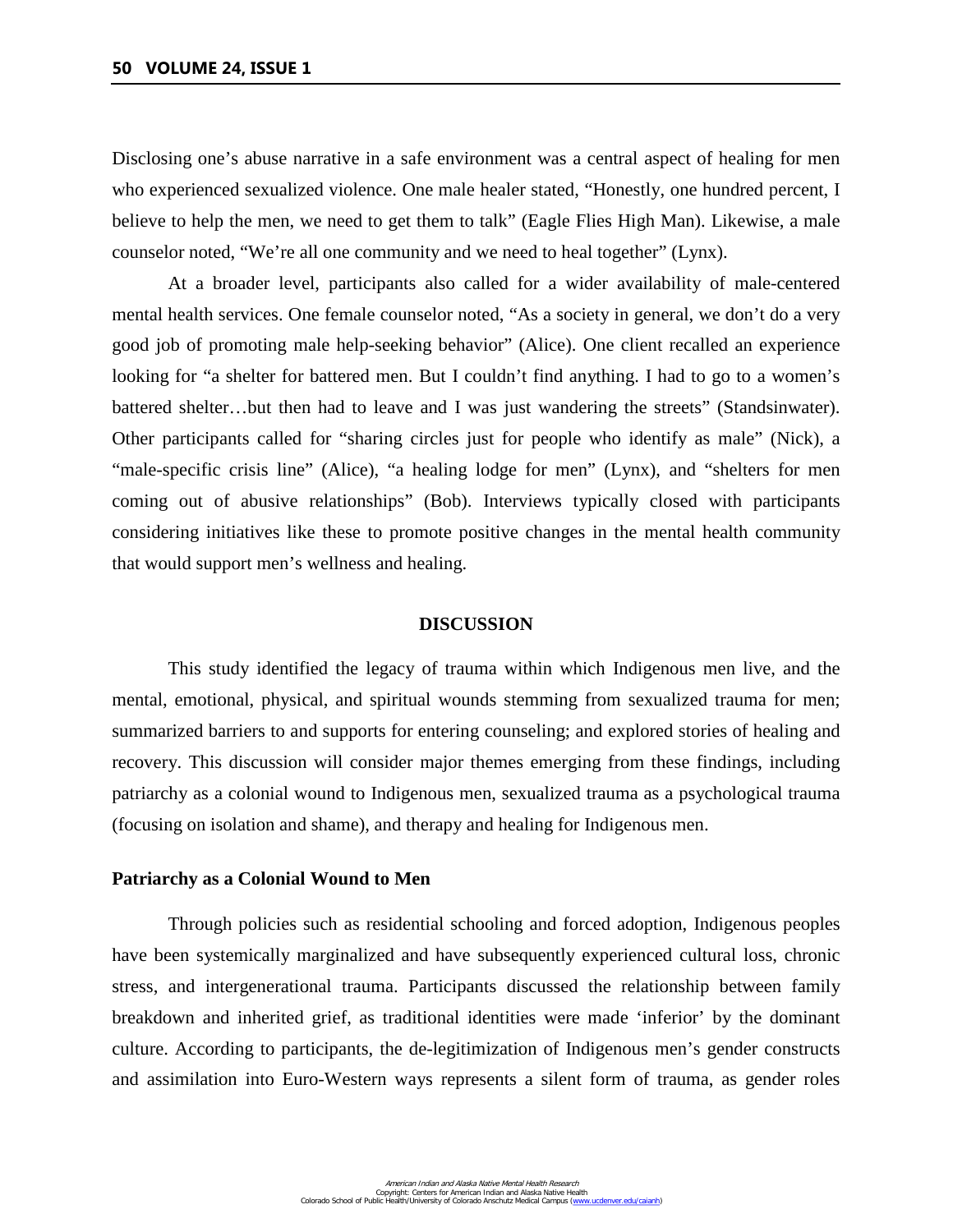Disclosing one's abuse narrative in a safe environment was a central aspect of healing for men who experienced sexualized violence. One male healer stated, "Honestly, one hundred percent, I believe to help the men, we need to get them to talk" (Eagle Flies High Man). Likewise, a male counselor noted, "We're all one community and we need to heal together" (Lynx).

At a broader level, participants also called for a wider availability of male-centered mental health services. One female counselor noted, "As a society in general, we don't do a very good job of promoting male help-seeking behavior" (Alice). One client recalled an experience looking for "a shelter for battered men. But I couldn't find anything. I had to go to a women's battered shelter…but then had to leave and I was just wandering the streets" (Standsinwater). Other participants called for "sharing circles just for people who identify as male" (Nick), a "male-specific crisis line" (Alice), "a healing lodge for men" (Lynx), and "shelters for men coming out of abusive relationships" (Bob). Interviews typically closed with participants considering initiatives like these to promote positive changes in the mental health community that would support men's wellness and healing.

## DISCUSSION

This study identified the legacy of trauma within which Indigenous men live, and the mental, emotional, physical, and spiritual wounds stemming from sexualized trauma for men; summarized barriers to and supports for entering counseling; and explored stories of healing and recovery. This discussion will consider major themes emerging from these findings, including patriarchy as a colonial wound to Indigenous men, sexualized trauma as a psychological trauma (focusing on isolation and shame), and therapy and healing for Indigenous men.

### Patriarchy as a Colonial Wound to Men

Through policies such as residential schooling and forced adoption, Indigenous peoples have been systemically marginalized and have subsequently experienced cultural loss, chronic stress, and intergenerational trauma. Participants discussed the relationship between family breakdown and inherited grief, as traditional identities were made 'inferior' by the dominant culture. According to participants, the de-legitimization of Indigenous men's gender constructs and assimilation into Euro-Western ways represents a silent form of trauma, as gender roles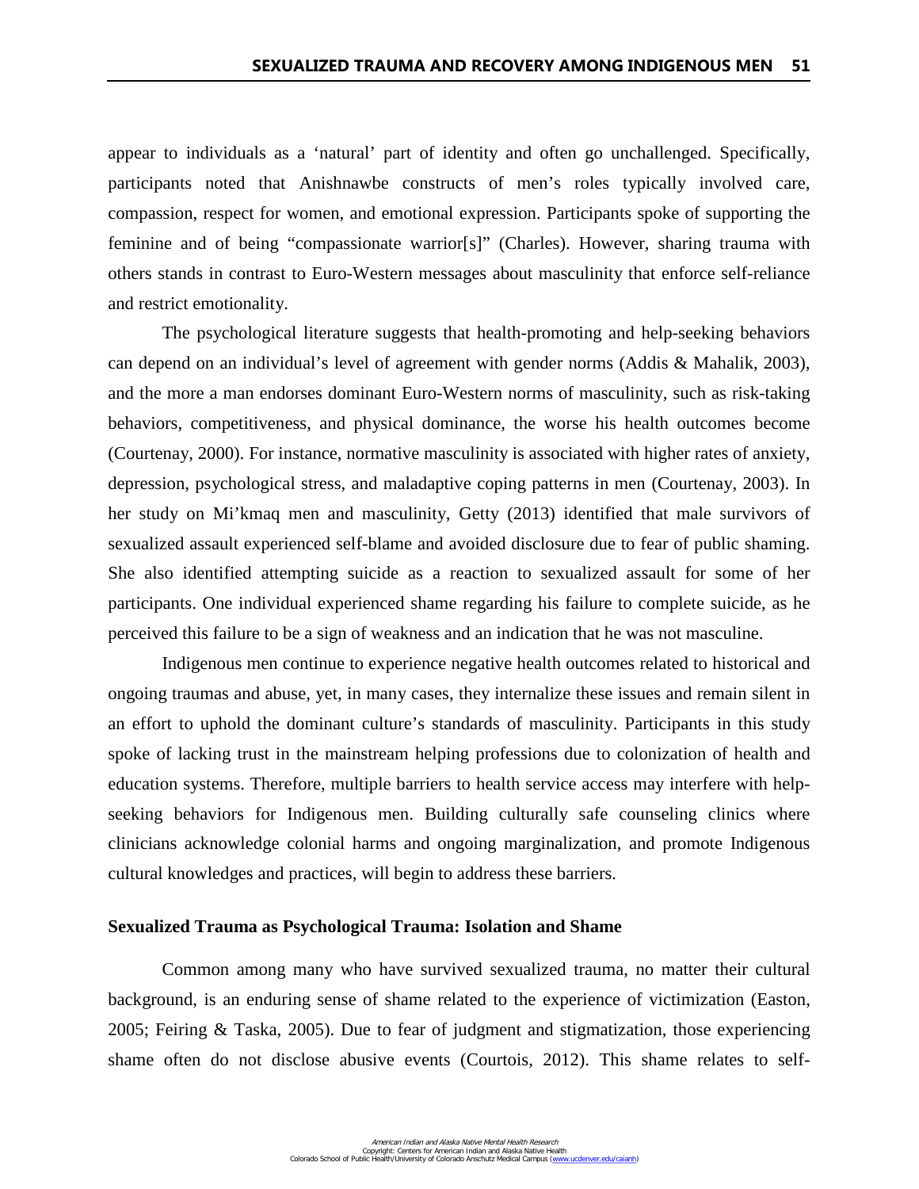appear to individuals as a 'natural' part of identity and often go unchallenged. Specifically, participants noted that Anishnawbe constructs of men's roles typically involved care, compassion, respect for women, and emotional expression. Participants spoke of supporting the feminine and of being "compassionate warrior[s]" (Charles). However, sharing trauma with others stands in contrast to Euro-Western messages about masculinity that enforce self-reliance and restrict emotionality.

The psychological literature suggests that health-promoting and help-seeking behaviors can depend on an individual's level of agreement with gender norms (Addis & Mahalik, 2003), and the more a man endorses dominant Euro-Western norms of masculinity, such as risk-taking behaviors, competitiveness, and physical dominance, the worse his health outcomes become (Courtenay, 2000). For instance, normative masculinity is associated with higher rates of anxiety, depression, psychological stress, and maladaptive coping patterns in men (Courtenay, 2003). In her study on Mi'kmaq men and masculinity, Getty (2013) identified that male survivors of sexualized assault experienced self-blame and avoided disclosure due to fear of public shaming. She also identified attempting suicide as a reaction to sexualized assault for some of her participants. One individual experienced shame regarding his failure to complete suicide, as he perceived this failure to be a sign of weakness and an indication that he was not masculine.

Indigenous men continue to experience negative health outcomes related to historical and ongoing traumas and abuse, yet, in many cases, they internalize these issues and remain silent in an effort to uphold the dominant culture's standards of masculinity. Participants in this study spoke of lacking trust in the mainstream helping professions due to colonization of health and education systems. Therefore, multiple barriers to health service access may interfere with help-seeking behaviors for Indigenous men. Building culturally safe counseling clinics where clinicians acknowledge colonial harms and ongoing marginalization, and promote Indigenous cultural knowledges and practices, will begin to address these barriers.

## Sexualized Trauma as Psychological Trauma: Isolation and Shame

Common among many who have survived sexualized trauma, no matter their cultural background, is an enduring sense of shame related to the experience of victimization (Easton, 2005; Feiring & Taska, 2005). Due to fear of judgment and stigmatization, those experiencing shame often do not disclose abusive events (Courtois, 2012). This shame relates to self-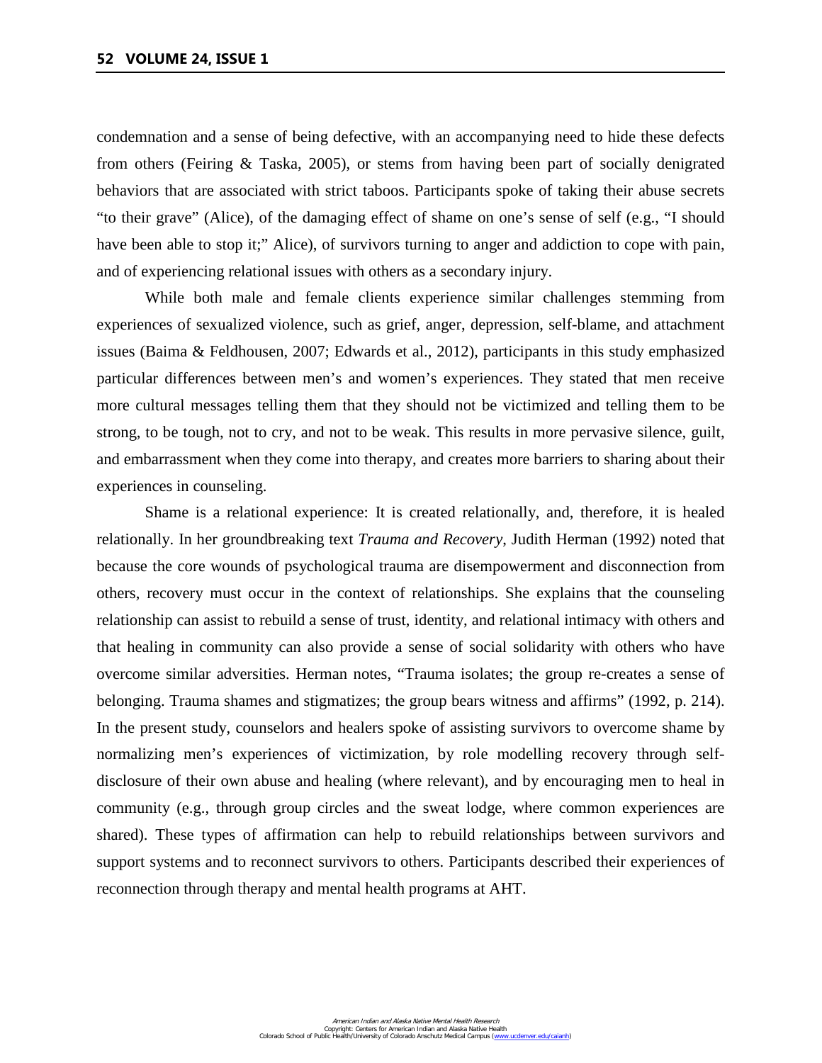condemnation and a sense of being defective, with an accompanying need to hide these defects from others (Feiring & Taska, 2005), or stems from having been part of socially denigrated behaviors that are associated with strict taboos. Participants spoke of taking their abuse secrets "to their grave" (Alice), of the damaging effect of shame on one's sense of self (e.g., "I should have been able to stop it;" Alice), of survivors turning to anger and addiction to cope with pain, and of experiencing relational issues with others as a secondary injury.

While both male and female clients experience similar challenges stemming from experiences of sexualized violence, such as grief, anger, depression, self-blame, and attachment issues (Baima & Feldhousen, 2007; Edwards et al., 2012), participants in this study emphasized particular differences between men's and women's experiences. They stated that men receive more cultural messages telling them that they should not be victimized and telling them to be strong, to be tough, not to cry, and not to be weak. This results in more pervasive silence, guilt, and embarrassment when they come into therapy, and creates more barriers to sharing about their experiences in counseling.

Shame is a relational experience: It is created relationally, and, therefore, it is healed relationally. In her groundbreaking text *Trauma and Recovery*, Judith Herman (1992) noted that because the core wounds of psychological trauma are disempowerment and disconnection from others, recovery must occur in the context of relationships. She explains that the counseling relationship can assist to rebuild a sense of trust, identity, and relational intimacy with others and that healing in community can also provide a sense of social solidarity with others who have overcome similar adversities. Herman notes, "Trauma isolates; the group re-creates a sense of belonging. Trauma shames and stigmatizes; the group bears witness and affirms" (1992, p. 214). In the present study, counselors and healers spoke of assisting survivors to overcome shame by normalizing men's experiences of victimization, by role modelling recovery through self-disclosure of their own abuse and healing (where relevant), and by encouraging men to heal in community (e.g., through group circles and the sweat lodge, where common experiences are shared). These types of affirmation can help to rebuild relationships between survivors and support systems and to reconnect survivors to others. Participants described their experiences of reconnection through therapy and mental health programs at AHT.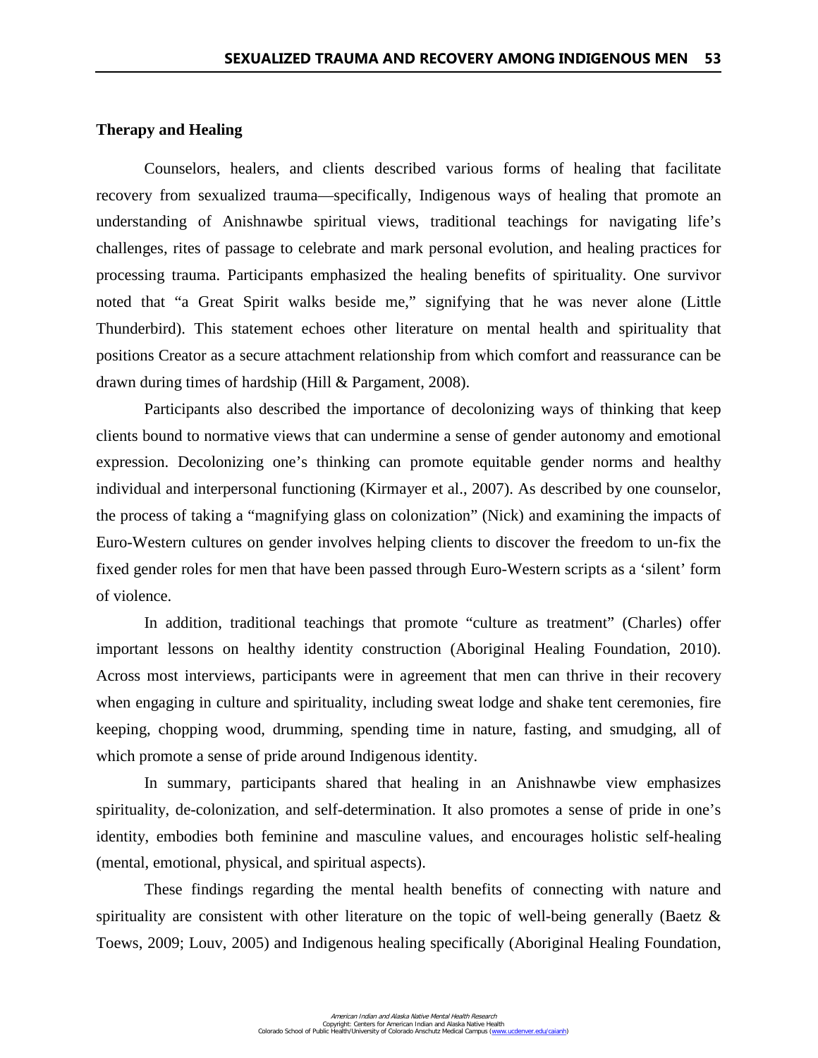### Therapy and Healing

Counselors, healers, and clients described various forms of healing that facilitate recovery from sexualized trauma—specifically, Indigenous ways of healing that promote an understanding of Anishnawbe spiritual views, traditional teachings for navigating life's challenges, rites of passage to celebrate and mark personal evolution, and healing practices for processing trauma. Participants emphasized the healing benefits of spirituality. One survivor noted that "a Great Spirit walks beside me," signifying that he was never alone (Little Thunderbird). This statement echoes other literature on mental health and spirituality that positions Creator as a secure attachment relationship from which comfort and reassurance can be drawn during times of hardship (Hill & Pargament, 2008).

Participants also described the importance of decolonizing ways of thinking that keep clients bound to normative views that can undermine a sense of gender autonomy and emotional expression. Decolonizing one's thinking can promote equitable gender norms and healthy individual and interpersonal functioning (Kirmayer et al., 2007). As described by one counselor, the process of taking a "magnifying glass on colonization" (Nick) and examining the impacts of Euro-Western cultures on gender involves helping clients to discover the freedom to un-fix the fixed gender roles for men that have been passed through Euro-Western scripts as a 'silent' form of violence.

In addition, traditional teachings that promote "culture as treatment" (Charles) offer important lessons on healthy identity construction (Aboriginal Healing Foundation, 2010). Across most interviews, participants were in agreement that men can thrive in their recovery when engaging in culture and spirituality, including sweat lodge and shake tent ceremonies, fire keeping, chopping wood, drumming, spending time in nature, fasting, and smudging, all of which promote a sense of pride around Indigenous identity.

In summary, participants shared that healing in an Anishnawbe view emphasizes spirituality, de-colonization, and self-determination. It also promotes a sense of pride in one's identity, embodies both feminine and masculine values, and encourages holistic self-healing (mental, emotional, physical, and spiritual aspects).

These findings regarding the mental health benefits of connecting with nature and spirituality are consistent with other literature on the topic of well-being generally (Baetz & Toews, 2009; Louv, 2005) and Indigenous healing specifically (Aboriginal Healing Foundation,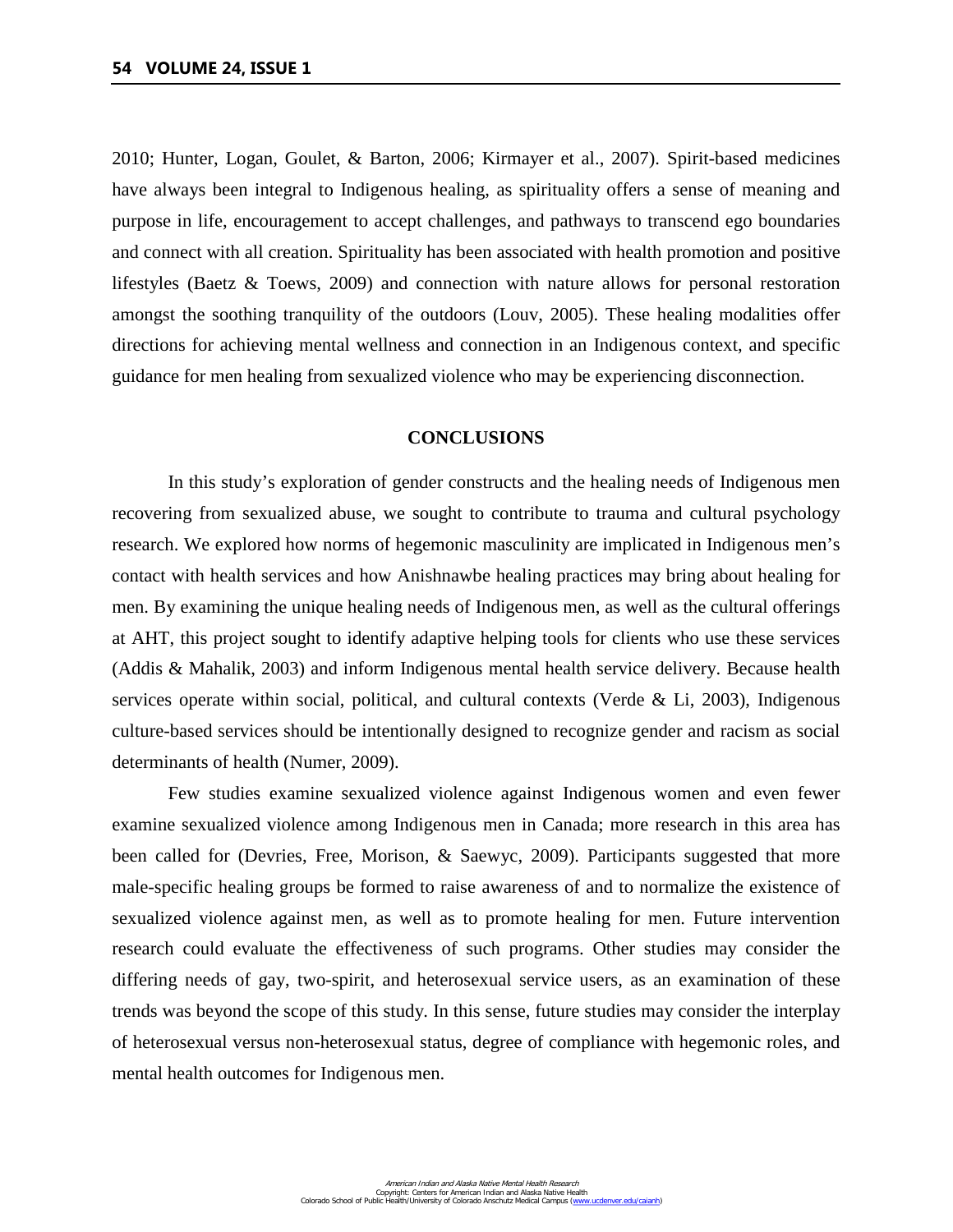2010; Hunter, Logan, Goulet, & Barton, 2006; Kirmayer et al., 2007). Spirit-based medicines have always been integral to Indigenous healing, as spirituality offers a sense of meaning and purpose in life, encouragement to accept challenges, and pathways to transcend ego boundaries and connect with all creation. Spirituality has been associated with health promotion and positive lifestyles (Baetz & Toews, 2009) and connection with nature allows for personal restoration amongst the soothing tranquility of the outdoors (Louv, 2005). These healing modalities offer directions for achieving mental wellness and connection in an Indigenous context, and specific guidance for men healing from sexualized violence who may be experiencing disconnection.

## CONCLUSIONS

In this study's exploration of gender constructs and the healing needs of Indigenous men recovering from sexualized abuse, we sought to contribute to trauma and cultural psychology research. We explored how norms of hegemonic masculinity are implicated in Indigenous men's contact with health services and how Anishnawbe healing practices may bring about healing for men. By examining the unique healing needs of Indigenous men, as well as the cultural offerings at AHT, this project sought to identify adaptive helping tools for clients who use these services (Addis & Mahalik, 2003) and inform Indigenous mental health service delivery. Because health services operate within social, political, and cultural contexts (Verde & Li, 2003), Indigenous culture-based services should be intentionally designed to recognize gender and racism as social determinants of health (Numer, 2009).

Few studies examine sexualized violence against Indigenous women and even fewer examine sexualized violence among Indigenous men in Canada; more research in this area has been called for (Devries, Free, Morison, & Saewyc, 2009). Participants suggested that more male-specific healing groups be formed to raise awareness of and to normalize the existence of sexualized violence against men, as well as to promote healing for men. Future intervention research could evaluate the effectiveness of such programs. Other studies may consider the differing needs of gay, two-spirit, and heterosexual service users, as an examination of these trends was beyond the scope of this study. In this sense, future studies may consider the interplay of heterosexual versus non-heterosexual status, degree of compliance with hegemonic roles, and mental health outcomes for Indigenous men.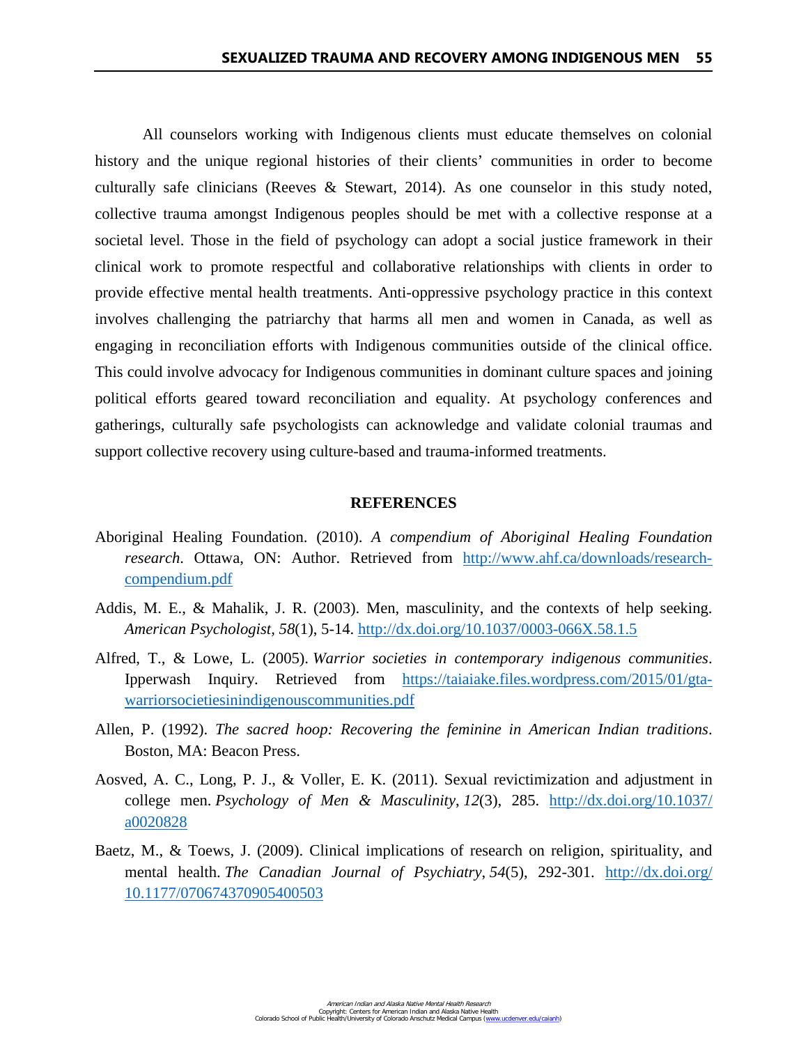All counselors working with Indigenous clients must educate themselves on colonial history and the unique regional histories of their clients' communities in order to become culturally safe clinicians (Reeves & Stewart, 2014). As one counselor in this study noted, collective trauma amongst Indigenous peoples should be met with a collective response at a societal level. Those in the field of psychology can adopt a social justice framework in their clinical work to promote respectful and collaborative relationships with clients in order to provide effective mental health treatments. Anti-oppressive psychology practice in this context involves challenging the patriarchy that harms all men and women in Canada, as well as engaging in reconciliation efforts with Indigenous communities outside of the clinical office. This could involve advocacy for Indigenous communities in dominant culture spaces and joining political efforts geared toward reconciliation and equality. At psychology conferences and gatherings, culturally safe psychologists can acknowledge and validate colonial traumas and support collective recovery using culture-based and trauma-informed treatments.

## REFERENCES

Aboriginal Healing Foundation. (2010). *A compendium of Aboriginal Healing Foundation research*. Ottawa, ON: Author. Retrieved from http://www.ahf.ca/downloads/research-compendium.pdf

Addis, M. E., & Mahalik, J. R. (2003). Men, masculinity, and the contexts of help seeking. *American Psychologist*, *58*(1), 5-14. http://dx.doi.org/10.1037/0003-066X.58.1.5

Alfred, T., & Lowe, L. (2005). *Warrior societies in contemporary indigenous communities*. Ipperwash Inquiry. Retrieved from https://taiaiake.files.wordpress.com/2015/01/gta-warriorsocietiesinindigenouscommunities.pdf

Allen, P. (1992). *The sacred hoop: Recovering the feminine in American Indian traditions*. Boston, MA: Beacon Press.

Aosved, A. C., Long, P. J., & Voller, E. K. (2011). Sexual revictimization and adjustment in college men. *Psychology of Men & Masculinity*, *12*(3), 285. http://dx.doi.org/10.1037/a0020828

Baetz, M., & Toews, J. (2009). Clinical implications of research on religion, spirituality, and mental health. *The Canadian Journal of Psychiatry*, *54*(5), 292-301. http://dx.doi.org/10.1177/070674370905400503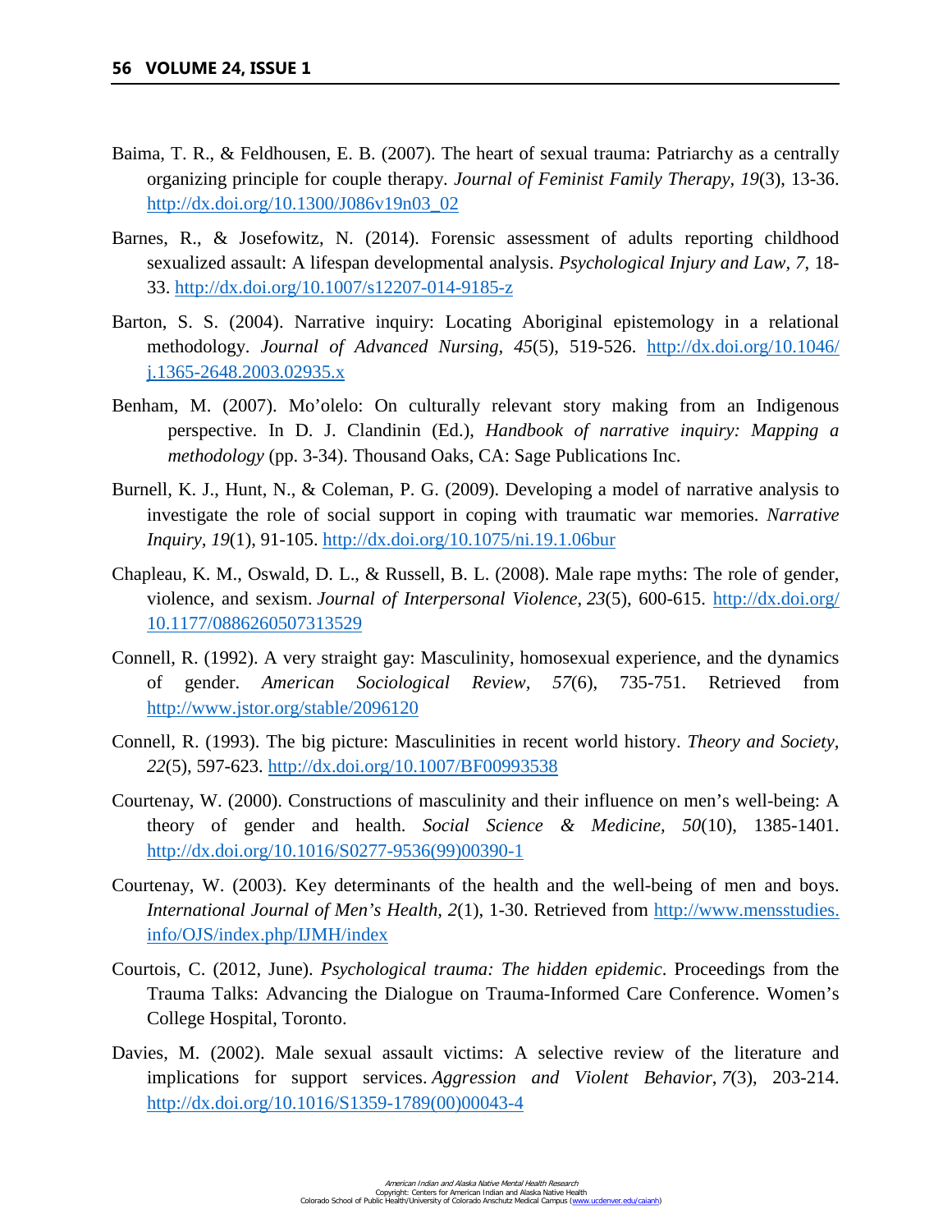Baima, T. R., & Feldhousen, E. B. (2007). The heart of sexual trauma: Patriarchy as a centrally organizing principle for couple therapy. *Journal of Feminist Family Therapy, 19*(3), 13-36. http://dx.doi.org/10.1300/J086v19n03_02

Barnes, R., & Josefowitz, N. (2014). Forensic assessment of adults reporting childhood sexualized assault: A lifespan developmental analysis. *Psychological Injury and Law, 7*, 18-33. http://dx.doi.org/10.1007/s12207-014-9185-z

Barton, S. S. (2004). Narrative inquiry: Locating Aboriginal epistemology in a relational methodology. *Journal of Advanced Nursing, 45*(5), 519-526. http://dx.doi.org/10.1046/j.1365-2648.2003.02935.x

Benham, M. (2007). Mo'olelo: On culturally relevant story making from an Indigenous perspective. In D. J. Clandinin (Ed.), *Handbook of narrative inquiry: Mapping a methodology* (pp. 3-34). Thousand Oaks, CA: Sage Publications Inc.

Burnell, K. J., Hunt, N., & Coleman, P. G. (2009). Developing a model of narrative analysis to investigate the role of social support in coping with traumatic war memories. *Narrative Inquiry, 19*(1), 91-105. http://dx.doi.org/10.1075/ni.19.1.06bur

Chapleau, K. M., Oswald, D. L., & Russell, B. L. (2008). Male rape myths: The role of gender, violence, and sexism. *Journal of Interpersonal Violence, 23*(5), 600-615. http://dx.doi.org/10.1177/0886260507313529

Connell, R. (1992). A very straight gay: Masculinity, homosexual experience, and the dynamics of gender. *American Sociological Review, 57*(6), 735-751. Retrieved from http://www.jstor.org/stable/2096120

Connell, R. (1993). The big picture: Masculinities in recent world history. *Theory and Society, 22*(5), 597-623. http://dx.doi.org/10.1007/BF00993538

Courtenay, W. (2000). Constructions of masculinity and their influence on men's well-being: A theory of gender and health. *Social Science & Medicine, 50*(10), 1385-1401. http://dx.doi.org/10.1016/S0277-9536(99)00390-1

Courtenay, W. (2003). Key determinants of the health and the well-being of men and boys. *International Journal of Men's Health, 2*(1), 1-30. Retrieved from http://www.mensstudies.info/OJS/index.php/IJMH/index

Courtois, C. (2012, June). *Psychological trauma: The hidden epidemic*. Proceedings from the Trauma Talks: Advancing the Dialogue on Trauma-Informed Care Conference. Women's College Hospital, Toronto.

Davies, M. (2002). Male sexual assault victims: A selective review of the literature and implications for support services. *Aggression and Violent Behavior, 7*(3), 203-214. http://dx.doi.org/10.1016/S1359-1789(00)00043-4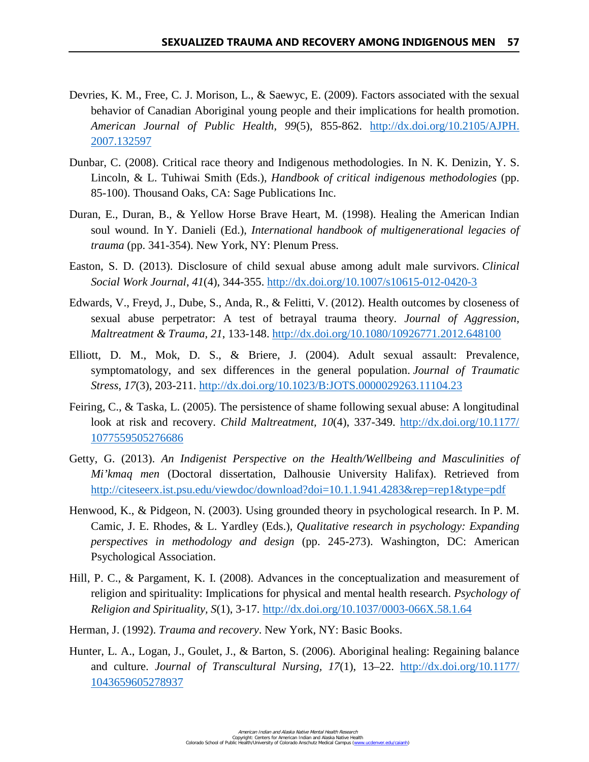Devries, K. M., Free, C. J. Morison, L., & Saewyc, E. (2009). Factors associated with the sexual behavior of Canadian Aboriginal young people and their implications for health promotion. *American Journal of Public Health*, *99*(5), 855-862. http://dx.doi.org/10.2105/AJPH.2007.132597

Dunbar, C. (2008). Critical race theory and Indigenous methodologies. In N. K. Denizin, Y. S. Lincoln, & L. Tuhiwai Smith (Eds.), *Handbook of critical indigenous methodologies* (pp. 85-100). Thousand Oaks, CA: Sage Publications Inc.

Duran, E., Duran, B., & Yellow Horse Brave Heart, M. (1998). Healing the American Indian soul wound. In Y. Danieli (Ed.), *International handbook of multigenerational legacies of trauma* (pp. 341-354). New York, NY: Plenum Press.

Easton, S. D. (2013). Disclosure of child sexual abuse among adult male survivors. *Clinical Social Work Journal*, *41*(4), 344-355. http://dx.doi.org/10.1007/s10615-012-0420-3

Edwards, V., Freyd, J., Dube, S., Anda, R., & Felitti, V. (2012). Health outcomes by closeness of sexual abuse perpetrator: A test of betrayal trauma theory. *Journal of Aggression, Maltreatment & Trauma*, *21*, 133-148. http://dx.doi.org/10.1080/10926771.2012.648100

Elliott, D. M., Mok, D. S., & Briere, J. (2004). Adult sexual assault: Prevalence, symptomatology, and sex differences in the general population. *Journal of Traumatic Stress*, *17*(3), 203-211. http://dx.doi.org/10.1023/B:JOTS.0000029263.11104.23

Feiring, C., & Taska, L. (2005). The persistence of shame following sexual abuse: A longitudinal look at risk and recovery. *Child Maltreatment*, *10*(4), 337-349. http://dx.doi.org/10.1177/1077559505276686

Getty, G. (2013). *An Indigenist Perspective on the Health/Wellbeing and Masculinities of Mi'kmaq men* (Doctoral dissertation, Dalhousie University Halifax). Retrieved from http://citeseerx.ist.psu.edu/viewdoc/download?doi=10.1.1.941.4283&rep=rep1&type=pdf

Henwood, K., & Pidgeon, N. (2003). Using grounded theory in psychological research. In P. M. Camic, J. E. Rhodes, & L. Yardley (Eds.), *Qualitative research in psychology: Expanding perspectives in methodology and design* (pp. 245-273). Washington, DC: American Psychological Association.

Hill, P. C., & Pargament, K. I. (2008). Advances in the conceptualization and measurement of religion and spirituality: Implications for physical and mental health research. *Psychology of Religion and Spirituality*, *S*(1), 3-17. http://dx.doi.org/10.1037/0003-066X.58.1.64

Herman, J. (1992). *Trauma and recovery*. New York, NY: Basic Books.

Hunter, L. A., Logan, J., Goulet, J., & Barton, S. (2006). Aboriginal healing: Regaining balance and culture. *Journal of Transcultural Nursing*, *17*(1), 13–22. http://dx.doi.org/10.1177/1043659605278937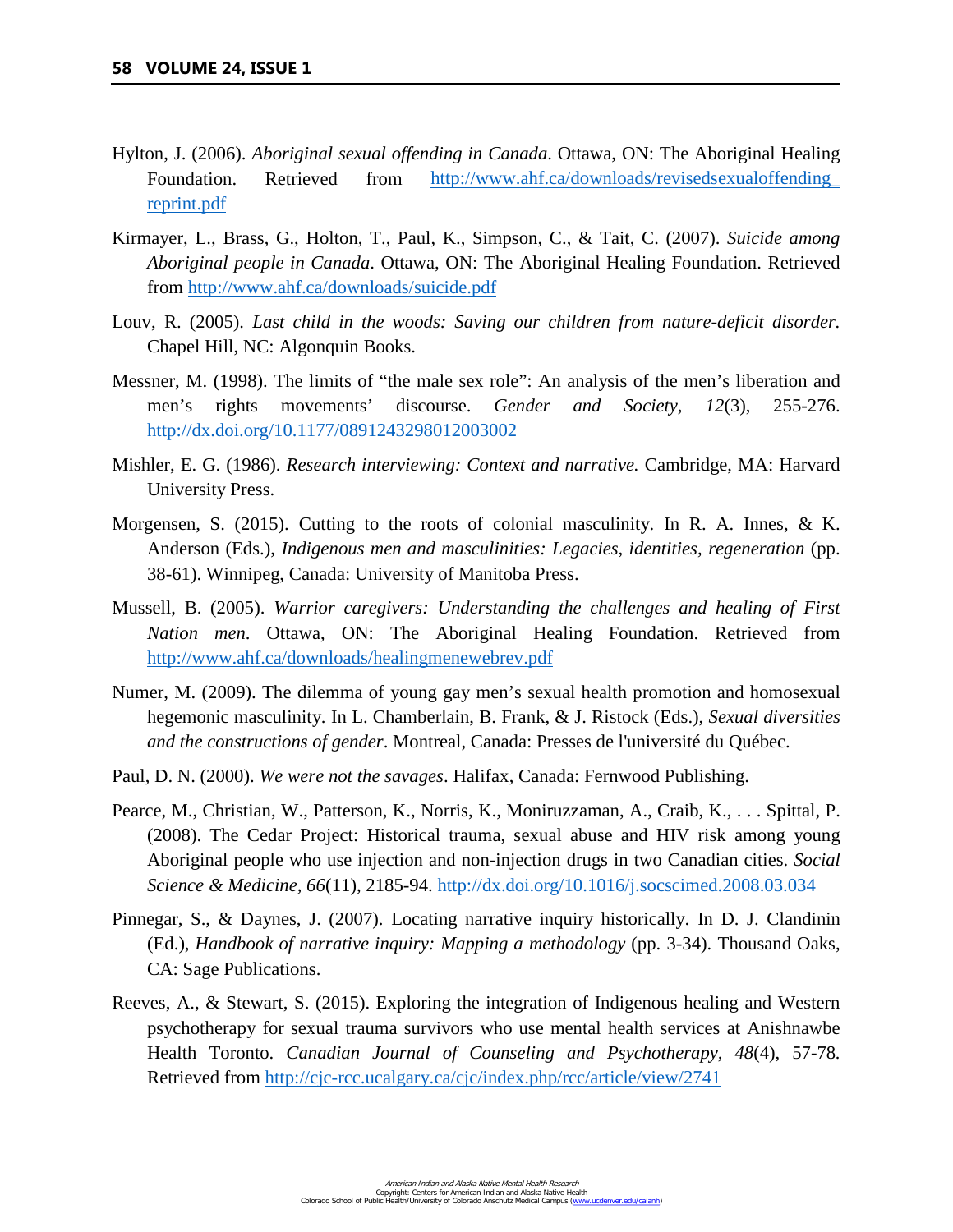Hylton, J. (2006). *Aboriginal sexual offending in Canada*. Ottawa, ON: The Aboriginal Healing Foundation. Retrieved from http://www.ahf.ca/downloads/revisedsexualoffending_reprint.pdf

Kirmayer, L., Brass, G., Holton, T., Paul, K., Simpson, C., & Tait, C. (2007). *Suicide among Aboriginal people in Canada*. Ottawa, ON: The Aboriginal Healing Foundation. Retrieved from http://www.ahf.ca/downloads/suicide.pdf

Louv, R. (2005). *Last child in the woods: Saving our children from nature-deficit disorder.* Chapel Hill, NC: Algonquin Books.

Messner, M. (1998). The limits of "the male sex role": An analysis of the men's liberation and men's rights movements' discourse. *Gender and Society*, *12*(3), 255-276. http://dx.doi.org/10.1177/0891243298012003002

Mishler, E. G. (1986). *Research interviewing: Context and narrative.* Cambridge, MA: Harvard University Press.

Morgensen, S. (2015). Cutting to the roots of colonial masculinity. In R. A. Innes, & K. Anderson (Eds.), *Indigenous men and masculinities: Legacies, identities, regeneration* (pp. 38-61). Winnipeg, Canada: University of Manitoba Press.

Mussell, B. (2005). *Warrior caregivers: Understanding the challenges and healing of First Nation men*. Ottawa, ON: The Aboriginal Healing Foundation. Retrieved from http://www.ahf.ca/downloads/healingmenewebrev.pdf

Numer, M. (2009). The dilemma of young gay men's sexual health promotion and homosexual hegemonic masculinity. In L. Chamberlain, B. Frank, & J. Ristock (Eds.), *Sexual diversities and the constructions of gender*. Montreal, Canada: Presses de l'université du Québec.

Paul, D. N. (2000). *We were not the savages*. Halifax, Canada: Fernwood Publishing.

Pearce, M., Christian, W., Patterson, K., Norris, K., Moniruzzaman, A., Craib, K., . . . Spittal, P. (2008). The Cedar Project: Historical trauma, sexual abuse and HIV risk among young Aboriginal people who use injection and non-injection drugs in two Canadian cities. *Social Science & Medicine, 66*(11), 2185-94. http://dx.doi.org/10.1016/j.socscimed.2008.03.034

Pinnegar, S., & Daynes, J. (2007). Locating narrative inquiry historically. In D. J. Clandinin (Ed.), *Handbook of narrative inquiry: Mapping a methodology* (pp. 3-34). Thousand Oaks, CA: Sage Publications.

Reeves, A., & Stewart, S. (2015). Exploring the integration of Indigenous healing and Western psychotherapy for sexual trauma survivors who use mental health services at Anishnawbe Health Toronto. *Canadian Journal of Counseling and Psychotherapy, 48*(4), 57-78. Retrieved from http://cjc-rcc.ucalgary.ca/cjc/index.php/rcc/article/view/2741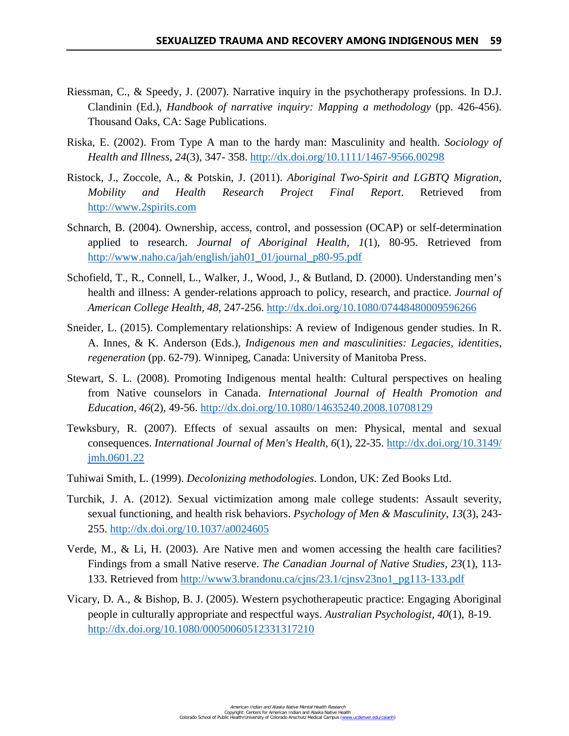Riessman, C., & Speedy, J. (2007). Narrative inquiry in the psychotherapy professions. In D.J. Clandinin (Ed.), *Handbook of narrative inquiry: Mapping a methodology* (pp. 426-456). Thousand Oaks, CA: Sage Publications.

Riska, E. (2002). From Type A man to the hardy man: Masculinity and health. *Sociology of Health and Illness*, *24*(3), 347- 358. http://dx.doi.org/10.1111/1467-9566.00298

Ristock, J., Zoccole, A., & Potskin, J. (2011). *Aboriginal Two-Spirit and LGBTQ Migration, Mobility and Health Research Project Final Report*. Retrieved from http://www.2spirits.com

Schnarch, B. (2004). Ownership, access, control, and possession (OCAP) or self-determination applied to research. *Journal of Aboriginal Health*, *1*(1), 80-95. Retrieved from http://www.naho.ca/jah/english/jah01_01/journal_p80-95.pdf

Schofield, T., R., Connell, L., Walker, J., Wood, J., & Butland, D. (2000). Understanding men's health and illness: A gender-relations approach to policy, research, and practice. *Journal of American College Health*, *48*, 247-256. http://dx.doi.org/10.1080/07448480009596266

Sneider, L. (2015). Complementary relationships: A review of Indigenous gender studies. In R. A. Innes, & K. Anderson (Eds.), *Indigenous men and masculinities: Legacies, identities, regeneration* (pp. 62-79). Winnipeg, Canada: University of Manitoba Press.

Stewart, S. L. (2008). Promoting Indigenous mental health: Cultural perspectives on healing from Native counselors in Canada. *International Journal of Health Promotion and Education*, *46*(2), 49-56. http://dx.doi.org/10.1080/14635240.2008.10708129

Tewksbury, R. (2007). Effects of sexual assaults on men: Physical, mental and sexual consequences. *International Journal of Men's Health*, *6*(1), 22-35. http://dx.doi.org/10.3149/jmh.0601.22

Tuhiwai Smith, L. (1999). *Decolonizing methodologies*. London, UK: Zed Books Ltd.

Turchik, J. A. (2012). Sexual victimization among male college students: Assault severity, sexual functioning, and health risk behaviors. *Psychology of Men & Masculinity*, *13*(3), 243-255. http://dx.doi.org/10.1037/a0024605

Verde, M., & Li, H. (2003). Are Native men and women accessing the health care facilities? Findings from a small Native reserve. *The Canadian Journal of Native Studies*, *23*(1), 113-133. Retrieved from http://www3.brandonu.ca/cjns/23.1/cjnsv23no1_pg113-133.pdf

Vicary, D. A., & Bishop, B. J. (2005). Western psychotherapeutic practice: Engaging Aboriginal people in culturally appropriate and respectful ways. *Australian Psychologist*, *40*(1), 8-19. http://dx.doi.org/10.1080/00050060512331317210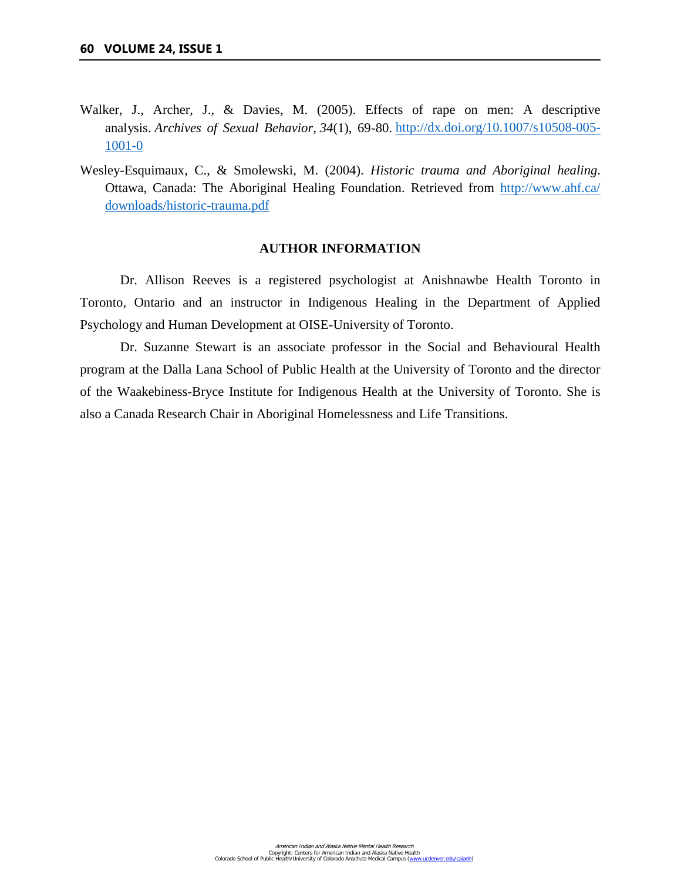Walker, J., Archer, J., & Davies, M. (2005). Effects of rape on men: A descriptive analysis. *Archives of Sexual Behavior, 34*(1), 69-80. http://dx.doi.org/10.1007/s10508-005-1001-0

Wesley-Esquimaux, C., & Smolewski, M. (2004). *Historic trauma and Aboriginal healing*. Ottawa, Canada: The Aboriginal Healing Foundation. Retrieved from http://www.ahf.ca/downloads/historic-trauma.pdf

## AUTHOR INFORMATION

Dr. Allison Reeves is a registered psychologist at Anishnawbe Health Toronto in Toronto, Ontario and an instructor in Indigenous Healing in the Department of Applied Psychology and Human Development at OISE-University of Toronto.

Dr. Suzanne Stewart is an associate professor in the Social and Behavioural Health program at the Dalla Lana School of Public Health at the University of Toronto and the director of the Waakebiness-Bryce Institute for Indigenous Health at the University of Toronto. She is also a Canada Research Chair in Aboriginal Homelessness and Life Transitions.